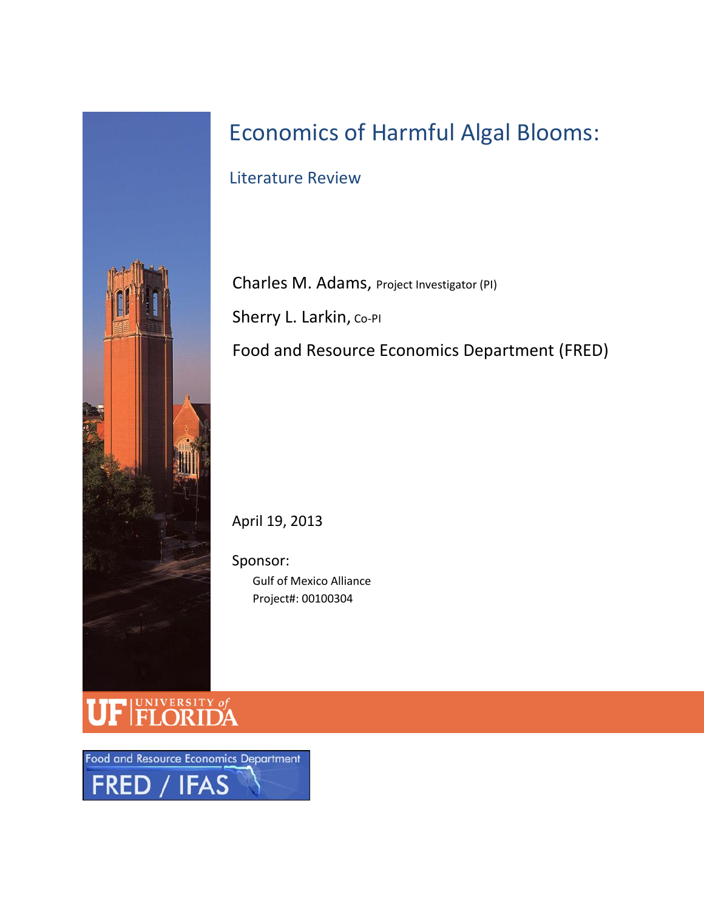# Economics of Harmful Algal Blooms:

## Literature Review

Charles M. Adams, Project Investigator (PI)

Sherry L. Larkin, Co-PI

Food and Resource Economics Department (FRED)

April 19, 2013

Sponsor:

Gulf of Mexico Alliance

Project#: 00100304

UF UNIVERSITY of FLORIDA

Food and Resource Economics Department

FRED / IFAS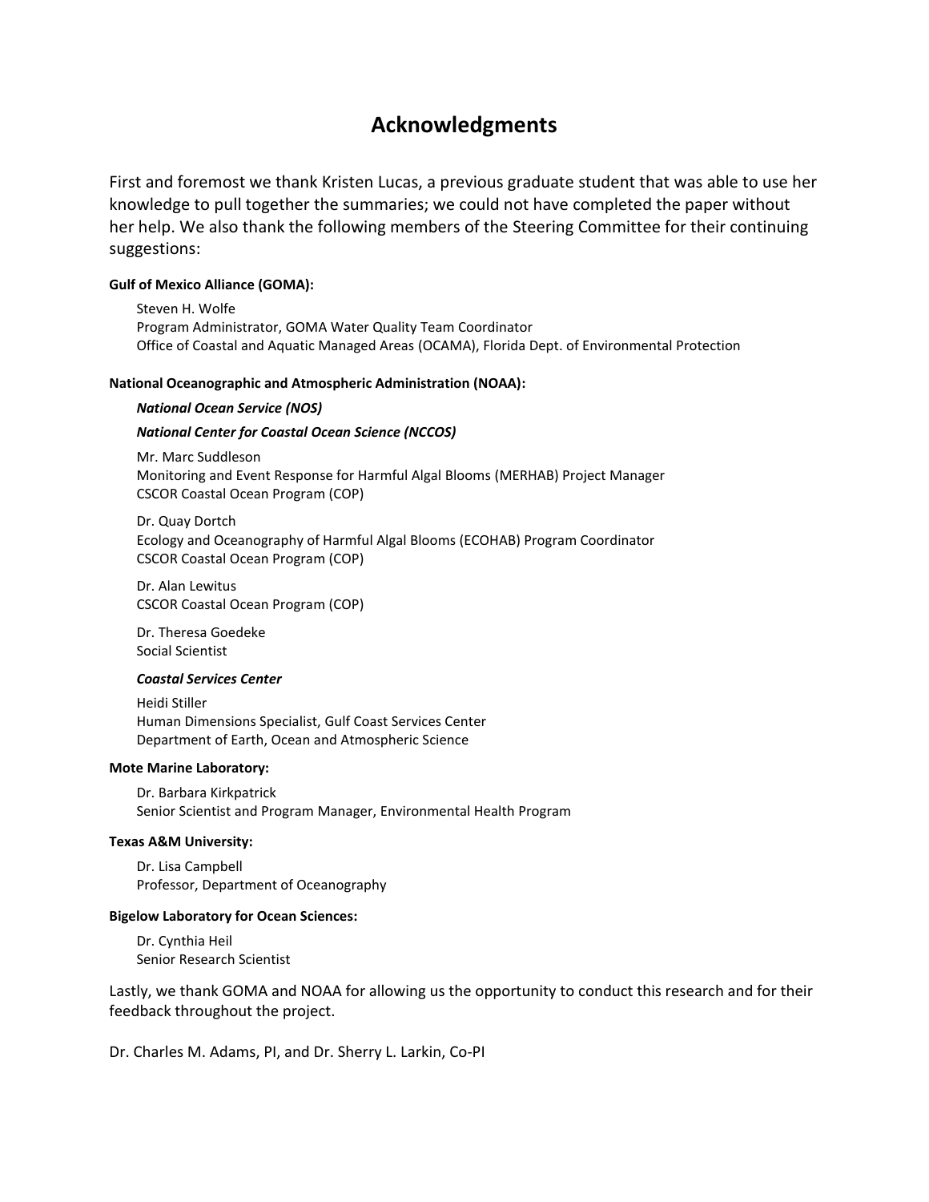# Acknowledgments

First and foremost we thank Kristen Lucas, a previous graduate student that was able to use her knowledge to pull together the summaries; we could not have completed the paper without her help. We also thank the following members of the Steering Committee for their continuing suggestions:

**Gulf of Mexico Alliance (GOMA):**

Steven H. Wolfe
Program Administrator, GOMA Water Quality Team Coordinator
Office of Coastal and Aquatic Managed Areas (OCAMA), Florida Dept. of Environmental Protection

**National Oceanographic and Atmospheric Administration (NOAA):**

***National Ocean Service (NOS)***

***National Center for Coastal Ocean Science (NCCOS)***

Mr. Marc Suddleson
Monitoring and Event Response for Harmful Algal Blooms (MERHAB) Project Manager
CSCOR Coastal Ocean Program (COP)

Dr. Quay Dortch
Ecology and Oceanography of Harmful Algal Blooms (ECOHAB) Program Coordinator
CSCOR Coastal Ocean Program (COP)

Dr. Alan Lewitus
CSCOR Coastal Ocean Program (COP)

Dr. Theresa Goedeke
Social Scientist

***Coastal Services Center***

Heidi Stiller
Human Dimensions Specialist, Gulf Coast Services Center
Department of Earth, Ocean and Atmospheric Science

**Mote Marine Laboratory:**

Dr. Barbara Kirkpatrick
Senior Scientist and Program Manager, Environmental Health Program

**Texas A&M University:**

Dr. Lisa Campbell
Professor, Department of Oceanography

**Bigelow Laboratory for Ocean Sciences:**

Dr. Cynthia Heil
Senior Research Scientist

Lastly, we thank GOMA and NOAA for allowing us the opportunity to conduct this research and for their feedback throughout the project.

Dr. Charles M. Adams, PI, and Dr. Sherry L. Larkin, Co-PI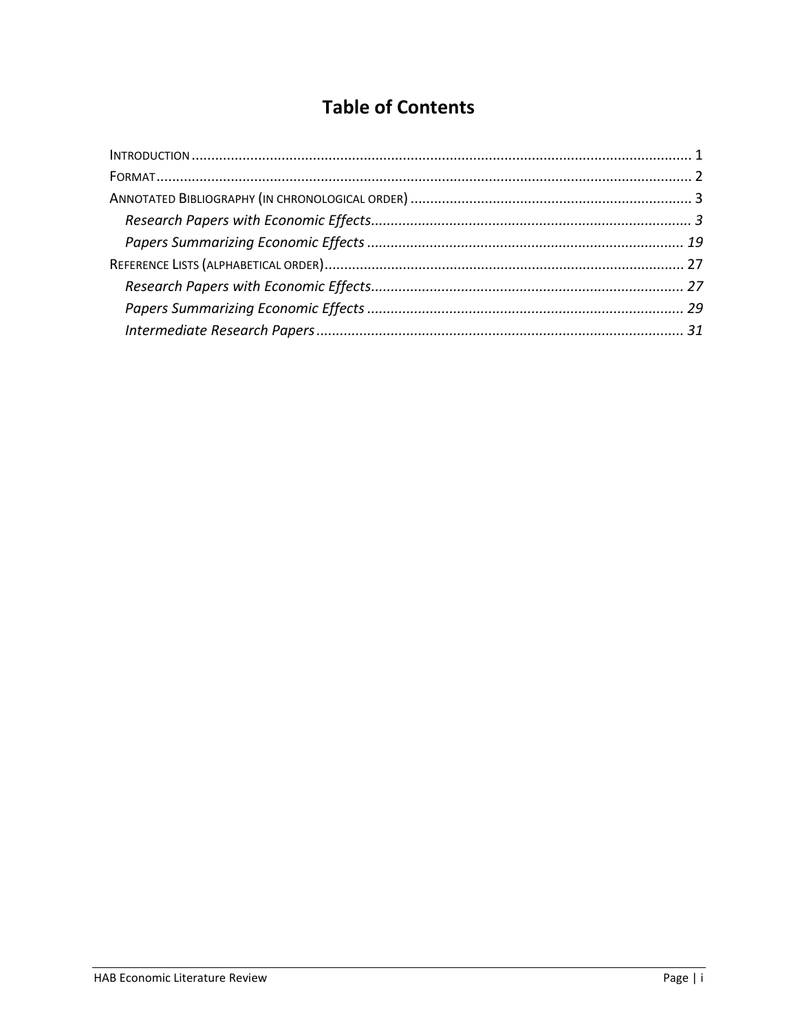# Table of Contents

- INTRODUCTION ........................................................................................................................ 1
- FORMAT ................................................................................................................................... 2
- ANNOTATED BIBLIOGRAPHY (IN CHRONOLOGICAL ORDER) ........................................................ 3
  - *Research Papers with Economic Effects* ........................................................................ *3*
  - *Papers Summarizing Economic Effects* .......................................................................... *19*
- REFERENCE LISTS (ALPHABETICAL ORDER) ................................................................................ 27
  - *Research Papers with Economic Effects* ........................................................................ *27*
  - *Papers Summarizing Economic Effects* .......................................................................... *29*
  - *Intermediate Research Papers* ..................................................................................... *31*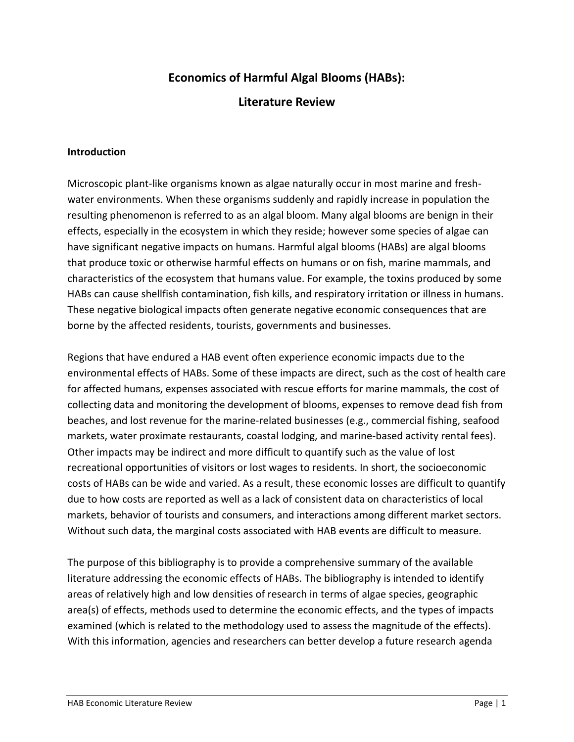# Economics of Harmful Algal Blooms (HABs):

# Literature Review

## Introduction

Microscopic plant-like organisms known as algae naturally occur in most marine and fresh-water environments. When these organisms suddenly and rapidly increase in population the resulting phenomenon is referred to as an algal bloom. Many algal blooms are benign in their effects, especially in the ecosystem in which they reside; however some species of algae can have significant negative impacts on humans. Harmful algal blooms (HABs) are algal blooms that produce toxic or otherwise harmful effects on humans or on fish, marine mammals, and characteristics of the ecosystem that humans value. For example, the toxins produced by some HABs can cause shellfish contamination, fish kills, and respiratory irritation or illness in humans. These negative biological impacts often generate negative economic consequences that are borne by the affected residents, tourists, governments and businesses.

Regions that have endured a HAB event often experience economic impacts due to the environmental effects of HABs. Some of these impacts are direct, such as the cost of health care for affected humans, expenses associated with rescue efforts for marine mammals, the cost of collecting data and monitoring the development of blooms, expenses to remove dead fish from beaches, and lost revenue for the marine-related businesses (e.g., commercial fishing, seafood markets, water proximate restaurants, coastal lodging, and marine-based activity rental fees). Other impacts may be indirect and more difficult to quantify such as the value of lost recreational opportunities of visitors or lost wages to residents. In short, the socioeconomic costs of HABs can be wide and varied. As a result, these economic losses are difficult to quantify due to how costs are reported as well as a lack of consistent data on characteristics of local markets, behavior of tourists and consumers, and interactions among different market sectors. Without such data, the marginal costs associated with HAB events are difficult to measure.

The purpose of this bibliography is to provide a comprehensive summary of the available literature addressing the economic effects of HABs. The bibliography is intended to identify areas of relatively high and low densities of research in terms of algae species, geographic area(s) of effects, methods used to determine the economic effects, and the types of impacts examined (which is related to the methodology used to assess the magnitude of the effects). With this information, agencies and researchers can better develop a future research agenda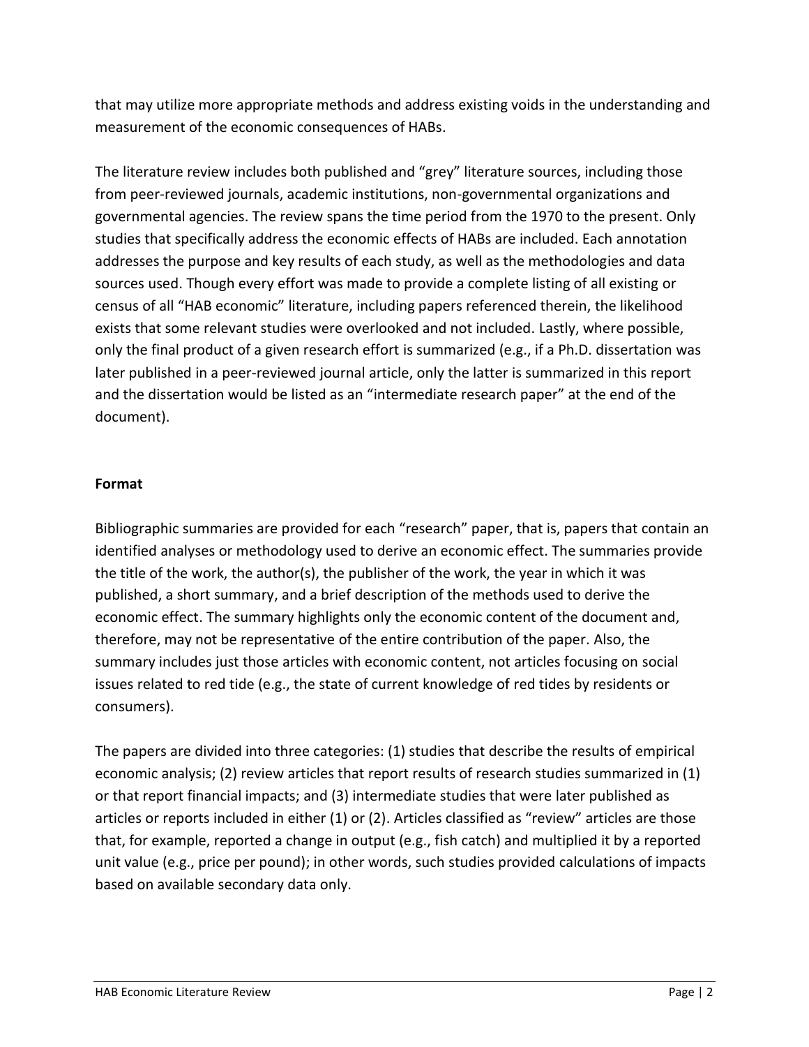that may utilize more appropriate methods and address existing voids in the understanding and measurement of the economic consequences of HABs.

The literature review includes both published and "grey" literature sources, including those from peer-reviewed journals, academic institutions, non-governmental organizations and governmental agencies. The review spans the time period from the 1970 to the present. Only studies that specifically address the economic effects of HABs are included. Each annotation addresses the purpose and key results of each study, as well as the methodologies and data sources used. Though every effort was made to provide a complete listing of all existing or census of all "HAB economic" literature, including papers referenced therein, the likelihood exists that some relevant studies were overlooked and not included. Lastly, where possible, only the final product of a given research effort is summarized (e.g., if a Ph.D. dissertation was later published in a peer-reviewed journal article, only the latter is summarized in this report and the dissertation would be listed as an "intermediate research paper" at the end of the document).

**Format**

Bibliographic summaries are provided for each "research" paper, that is, papers that contain an identified analyses or methodology used to derive an economic effect. The summaries provide the title of the work, the author(s), the publisher of the work, the year in which it was published, a short summary, and a brief description of the methods used to derive the economic effect. The summary highlights only the economic content of the document and, therefore, may not be representative of the entire contribution of the paper. Also, the summary includes just those articles with economic content, not articles focusing on social issues related to red tide (e.g., the state of current knowledge of red tides by residents or consumers).

The papers are divided into three categories: (1) studies that describe the results of empirical economic analysis; (2) review articles that report results of research studies summarized in (1) or that report financial impacts; and (3) intermediate studies that were later published as articles or reports included in either (1) or (2). Articles classified as "review" articles are those that, for example, reported a change in output (e.g., fish catch) and multiplied it by a reported unit value (e.g., price per pound); in other words, such studies provided calculations of impacts based on available secondary data only.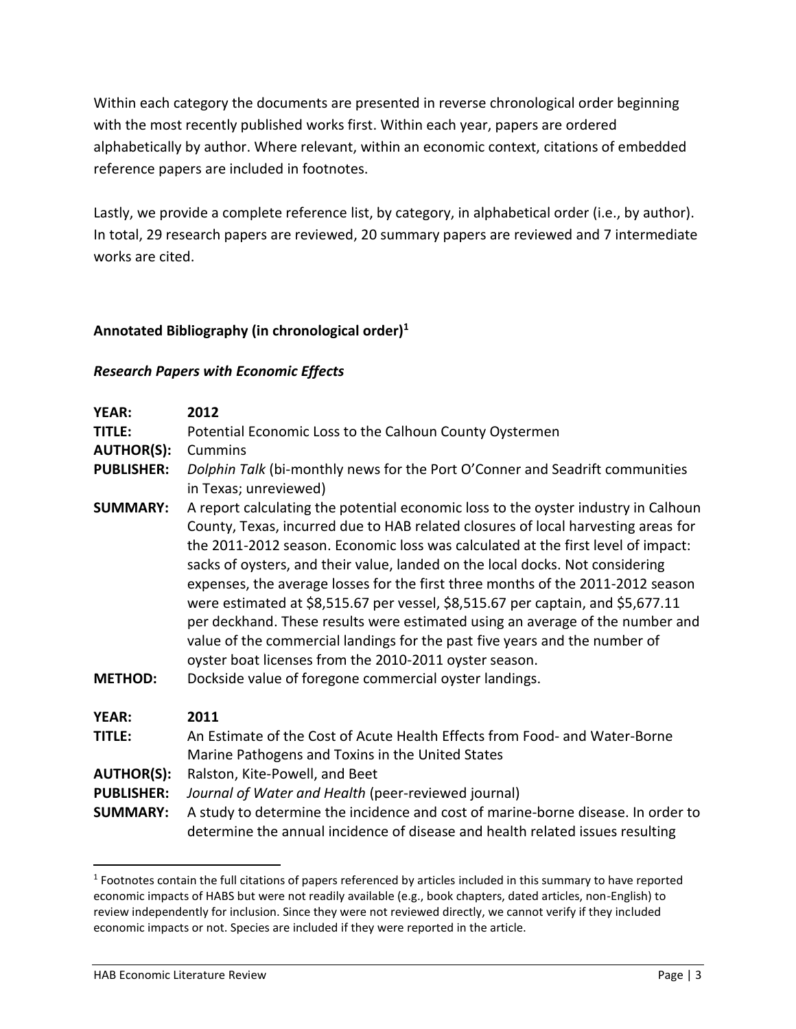Within each category the documents are presented in reverse chronological order beginning with the most recently published works first. Within each year, papers are ordered alphabetically by author. Where relevant, within an economic context, citations of embedded reference papers are included in footnotes.

Lastly, we provide a complete reference list, by category, in alphabetical order (i.e., by author). In total, 29 research papers are reviewed, 20 summary papers are reviewed and 7 intermediate works are cited.

## Annotated Bibliography (in chronological order)[1]

### *Research Papers with Economic Effects*

**YEAR:** **2012**
**TITLE:** Potential Economic Loss to the Calhoun County Oystermen
**AUTHOR(S):** Cummins
**PUBLISHER:** *Dolphin Talk* (bi-monthly news for the Port O'Conner and Seadrift communities in Texas; unreviewed)
**SUMMARY:** A report calculating the potential economic loss to the oyster industry in Calhoun County, Texas, incurred due to HAB related closures of local harvesting areas for the 2011-2012 season. Economic loss was calculated at the first level of impact: sacks of oysters, and their value, landed on the local docks. Not considering expenses, the average losses for the first three months of the 2011-2012 season were estimated at $8,515.67 per vessel, $8,515.67 per captain, and $5,677.11 per deckhand. These results were estimated using an average of the number and value of the commercial landings for the past five years and the number of oyster boat licenses from the 2010-2011 oyster season.
**METHOD:** Dockside value of foregone commercial oyster landings.

**YEAR:** **2011**
**TITLE:** An Estimate of the Cost of Acute Health Effects from Food- and Water-Borne Marine Pathogens and Toxins in the United States
**AUTHOR(S):** Ralston, Kite-Powell, and Beet
**PUBLISHER:** *Journal of Water and Health* (peer-reviewed journal)
**SUMMARY:** A study to determine the incidence and cost of marine-borne disease. In order to determine the annual incidence of disease and health related issues resulting

---

[1] Footnotes contain the full citations of papers referenced by articles included in this summary to have reported economic impacts of HABS but were not readily available (e.g., book chapters, dated articles, non-English) to review independently for inclusion. Since they were not reviewed directly, we cannot verify if they included economic impacts or not. Species are included if they were reported in the article.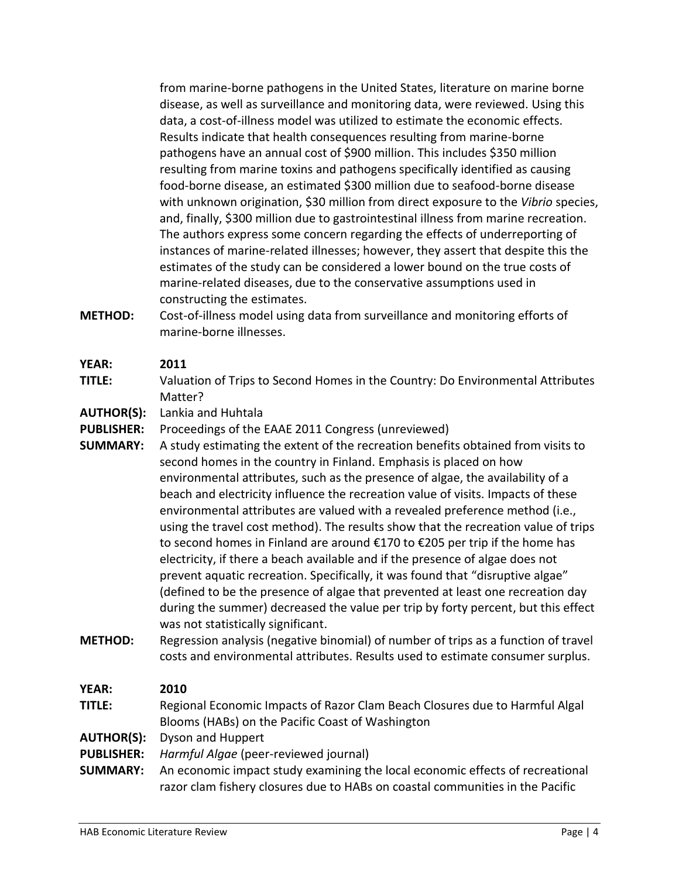from marine-borne pathogens in the United States, literature on marine borne disease, as well as surveillance and monitoring data, were reviewed. Using this data, a cost-of-illness model was utilized to estimate the economic effects. Results indicate that health consequences resulting from marine-borne pathogens have an annual cost of $900 million. This includes $350 million resulting from marine toxins and pathogens specifically identified as causing food-borne disease, an estimated $300 million due to seafood-borne disease with unknown origination, $30 million from direct exposure to the *Vibrio* species, and, finally, $300 million due to gastrointestinal illness from marine recreation. The authors express some concern regarding the effects of underreporting of instances of marine-related illnesses; however, they assert that despite this the estimates of the study can be considered a lower bound on the true costs of marine-related diseases, due to the conservative assumptions used in constructing the estimates.

**METHOD:** Cost-of-illness model using data from surveillance and monitoring efforts of marine-borne illnesses.

**YEAR:** **2011**

**TITLE:** Valuation of Trips to Second Homes in the Country: Do Environmental Attributes Matter?

**AUTHOR(S):** Lankia and Huhtala

**PUBLISHER:** Proceedings of the EAAE 2011 Congress (unreviewed)

**SUMMARY:** A study estimating the extent of the recreation benefits obtained from visits to second homes in the country in Finland. Emphasis is placed on how environmental attributes, such as the presence of algae, the availability of a beach and electricity influence the recreation value of visits. Impacts of these environmental attributes are valued with a revealed preference method (i.e., using the travel cost method). The results show that the recreation value of trips to second homes in Finland are around €170 to €205 per trip if the home has electricity, if there a beach available and if the presence of algae does not prevent aquatic recreation. Specifically, it was found that "disruptive algae" (defined to be the presence of algae that prevented at least one recreation day during the summer) decreased the value per trip by forty percent, but this effect was not statistically significant.

**METHOD:** Regression analysis (negative binomial) of number of trips as a function of travel costs and environmental attributes. Results used to estimate consumer surplus.

**YEAR:** **2010**

**TITLE:** Regional Economic Impacts of Razor Clam Beach Closures due to Harmful Algal Blooms (HABs) on the Pacific Coast of Washington

**AUTHOR(S):** Dyson and Huppert

**PUBLISHER:** *Harmful Algae* (peer-reviewed journal)

**SUMMARY:** An economic impact study examining the local economic effects of recreational razor clam fishery closures due to HABs on coastal communities in the Pacific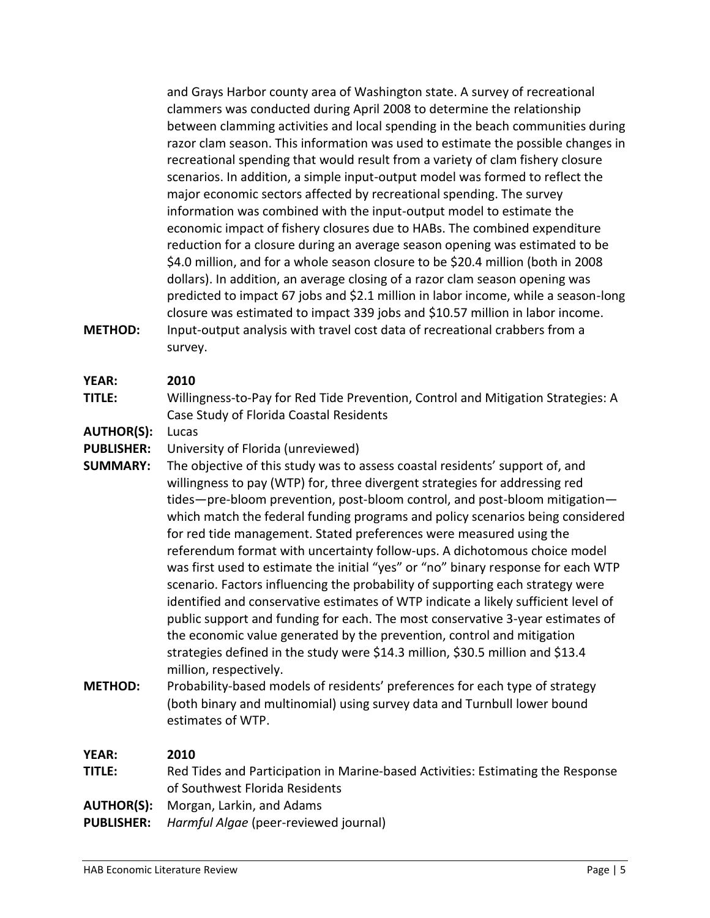and Grays Harbor county area of Washington state. A survey of recreational clammers was conducted during April 2008 to determine the relationship between clamming activities and local spending in the beach communities during razor clam season. This information was used to estimate the possible changes in recreational spending that would result from a variety of clam fishery closure scenarios. In addition, a simple input-output model was formed to reflect the major economic sectors affected by recreational spending. The survey information was combined with the input-output model to estimate the economic impact of fishery closures due to HABs. The combined expenditure reduction for a closure during an average season opening was estimated to be $4.0 million, and for a whole season closure to be $20.4 million (both in 2008 dollars). In addition, an average closing of a razor clam season opening was predicted to impact 67 jobs and $2.1 million in labor income, while a season-long closure was estimated to impact 339 jobs and $10.57 million in labor income.

**METHOD:** Input-output analysis with travel cost data of recreational crabbers from a survey.

**YEAR:** **2010**

**TITLE:** Willingness-to-Pay for Red Tide Prevention, Control and Mitigation Strategies: A Case Study of Florida Coastal Residents

**AUTHOR(S):** Lucas

**PUBLISHER:** University of Florida (unreviewed)

**SUMMARY:** The objective of this study was to assess coastal residents' support of, and willingness to pay (WTP) for, three divergent strategies for addressing red tides—pre-bloom prevention, post-bloom control, and post-bloom mitigation—which match the federal funding programs and policy scenarios being considered for red tide management. Stated preferences were measured using the referendum format with uncertainty follow-ups. A dichotomous choice model was first used to estimate the initial "yes" or "no" binary response for each WTP scenario. Factors influencing the probability of supporting each strategy were identified and conservative estimates of WTP indicate a likely sufficient level of public support and funding for each. The most conservative 3-year estimates of the economic value generated by the prevention, control and mitigation strategies defined in the study were $14.3 million, $30.5 million and $13.4 million, respectively.

**METHOD:** Probability-based models of residents' preferences for each type of strategy (both binary and multinomial) using survey data and Turnbull lower bound estimates of WTP.

**YEAR:** **2010**

**TITLE:** Red Tides and Participation in Marine-based Activities: Estimating the Response of Southwest Florida Residents

**AUTHOR(S):** Morgan, Larkin, and Adams

**PUBLISHER:** *Harmful Algae* (peer-reviewed journal)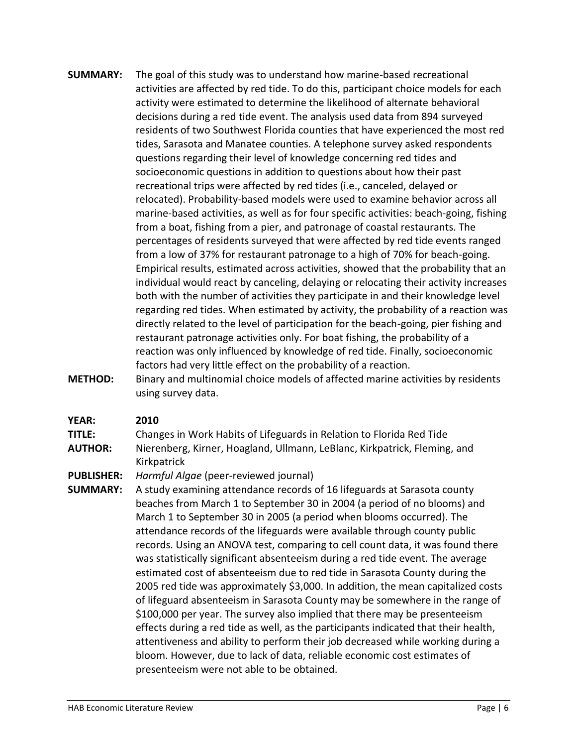**SUMMARY:** The goal of this study was to understand how marine-based recreational activities are affected by red tide. To do this, participant choice models for each activity were estimated to determine the likelihood of alternate behavioral decisions during a red tide event. The analysis used data from 894 surveyed residents of two Southwest Florida counties that have experienced the most red tides, Sarasota and Manatee counties. A telephone survey asked respondents questions regarding their level of knowledge concerning red tides and socioeconomic questions in addition to questions about how their past recreational trips were affected by red tides (i.e., canceled, delayed or relocated). Probability-based models were used to examine behavior across all marine-based activities, as well as for four specific activities: beach-going, fishing from a boat, fishing from a pier, and patronage of coastal restaurants. The percentages of residents surveyed that were affected by red tide events ranged from a low of 37% for restaurant patronage to a high of 70% for beach-going. Empirical results, estimated across activities, showed that the probability that an individual would react by canceling, delaying or relocating their activity increases both with the number of activities they participate in and their knowledge level regarding red tides. When estimated by activity, the probability of a reaction was directly related to the level of participation for the beach-going, pier fishing and restaurant patronage activities only. For boat fishing, the probability of a reaction was only influenced by knowledge of red tide. Finally, socioeconomic factors had very little effect on the probability of a reaction.

**METHOD:** Binary and multinomial choice models of affected marine activities by residents using survey data.

**YEAR:** **2010**

**TITLE:** Changes in Work Habits of Lifeguards in Relation to Florida Red Tide

**AUTHOR:** Nierenberg, Kirner, Hoagland, Ullmann, LeBlanc, Kirkpatrick, Fleming, and Kirkpatrick

**PUBLISHER:** *Harmful Algae* (peer-reviewed journal)

**SUMMARY:** A study examining attendance records of 16 lifeguards at Sarasota county beaches from March 1 to September 30 in 2004 (a period of no blooms) and March 1 to September 30 in 2005 (a period when blooms occurred). The attendance records of the lifeguards were available through county public records. Using an ANOVA test, comparing to cell count data, it was found there was statistically significant absenteeism during a red tide event. The average estimated cost of absenteeism due to red tide in Sarasota County during the 2005 red tide was approximately $3,000. In addition, the mean capitalized costs of lifeguard absenteeism in Sarasota County may be somewhere in the range of $100,000 per year. The survey also implied that there may be presenteeism effects during a red tide as well, as the participants indicated that their health, attentiveness and ability to perform their job decreased while working during a bloom. However, due to lack of data, reliable economic cost estimates of presenteeism were not able to be obtained.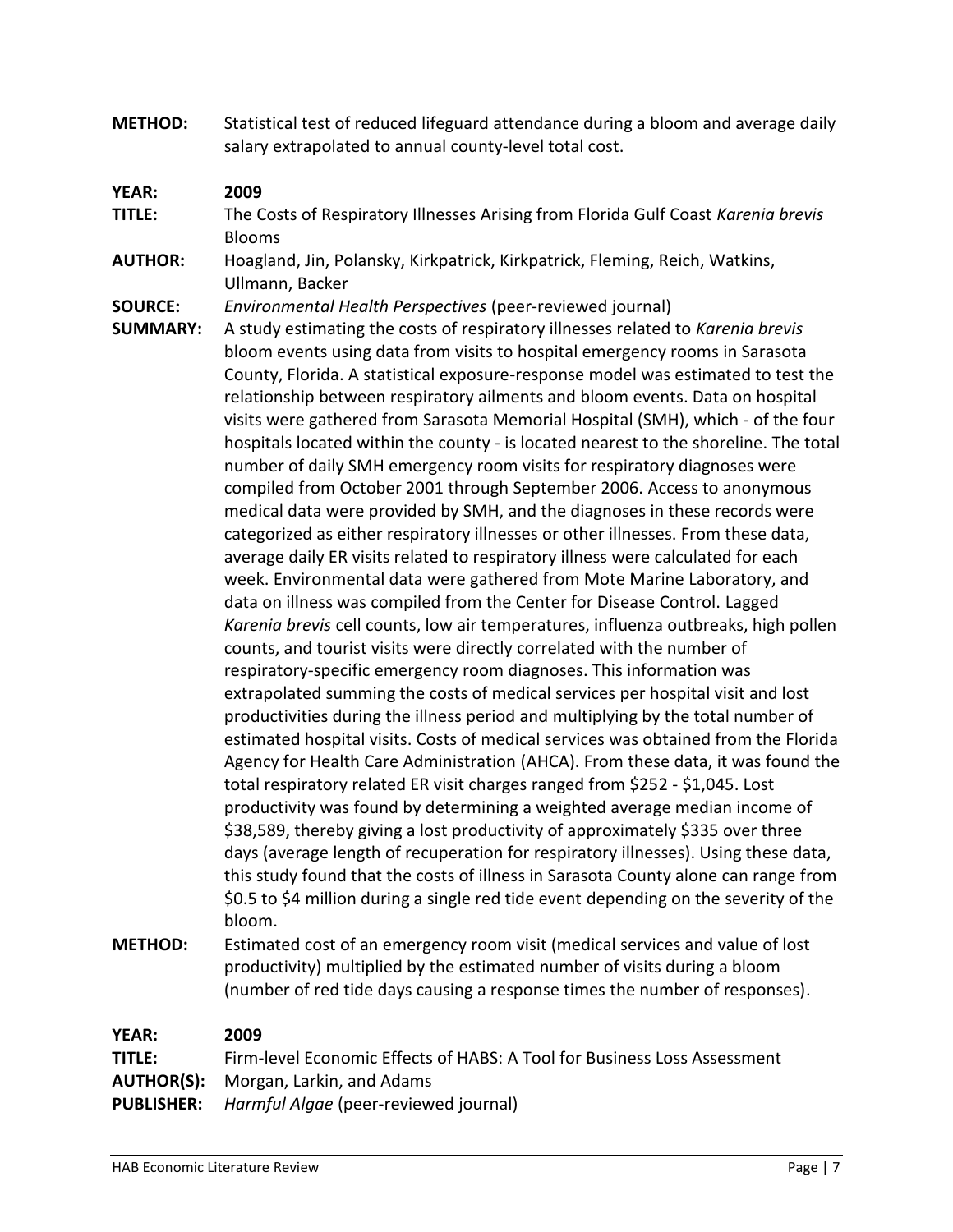**METHOD:** Statistical test of reduced lifeguard attendance during a bloom and average daily salary extrapolated to annual county-level total cost.

**YEAR:** **2009**

**TITLE:** The Costs of Respiratory Illnesses Arising from Florida Gulf Coast *Karenia brevis* Blooms

**AUTHOR:** Hoagland, Jin, Polansky, Kirkpatrick, Kirkpatrick, Fleming, Reich, Watkins, Ullmann, Backer

**SOURCE:** *Environmental Health Perspectives* (peer-reviewed journal)

**SUMMARY:** A study estimating the costs of respiratory illnesses related to *Karenia brevis* bloom events using data from visits to hospital emergency rooms in Sarasota County, Florida. A statistical exposure-response model was estimated to test the relationship between respiratory ailments and bloom events. Data on hospital visits were gathered from Sarasota Memorial Hospital (SMH), which - of the four hospitals located within the county - is located nearest to the shoreline. The total number of daily SMH emergency room visits for respiratory diagnoses were compiled from October 2001 through September 2006. Access to anonymous medical data were provided by SMH, and the diagnoses in these records were categorized as either respiratory illnesses or other illnesses. From these data, average daily ER visits related to respiratory illness were calculated for each week. Environmental data were gathered from Mote Marine Laboratory, and data on illness was compiled from the Center for Disease Control. Lagged *Karenia brevis* cell counts, low air temperatures, influenza outbreaks, high pollen counts, and tourist visits were directly correlated with the number of respiratory-specific emergency room diagnoses. This information was extrapolated summing the costs of medical services per hospital visit and lost productivities during the illness period and multiplying by the total number of estimated hospital visits. Costs of medical services was obtained from the Florida Agency for Health Care Administration (AHCA). From these data, it was found the total respiratory related ER visit charges ranged from $252 - $1,045. Lost productivity was found by determining a weighted average median income of $38,589, thereby giving a lost productivity of approximately $335 over three days (average length of recuperation for respiratory illnesses). Using these data, this study found that the costs of illness in Sarasota County alone can range from $0.5 to $4 million during a single red tide event depending on the severity of the bloom.

**METHOD:** Estimated cost of an emergency room visit (medical services and value of lost productivity) multiplied by the estimated number of visits during a bloom (number of red tide days causing a response times the number of responses).

**YEAR:** **2009**

**TITLE:** Firm-level Economic Effects of HABS: A Tool for Business Loss Assessment

**AUTHOR(S):** Morgan, Larkin, and Adams

**PUBLISHER:** *Harmful Algae* (peer-reviewed journal)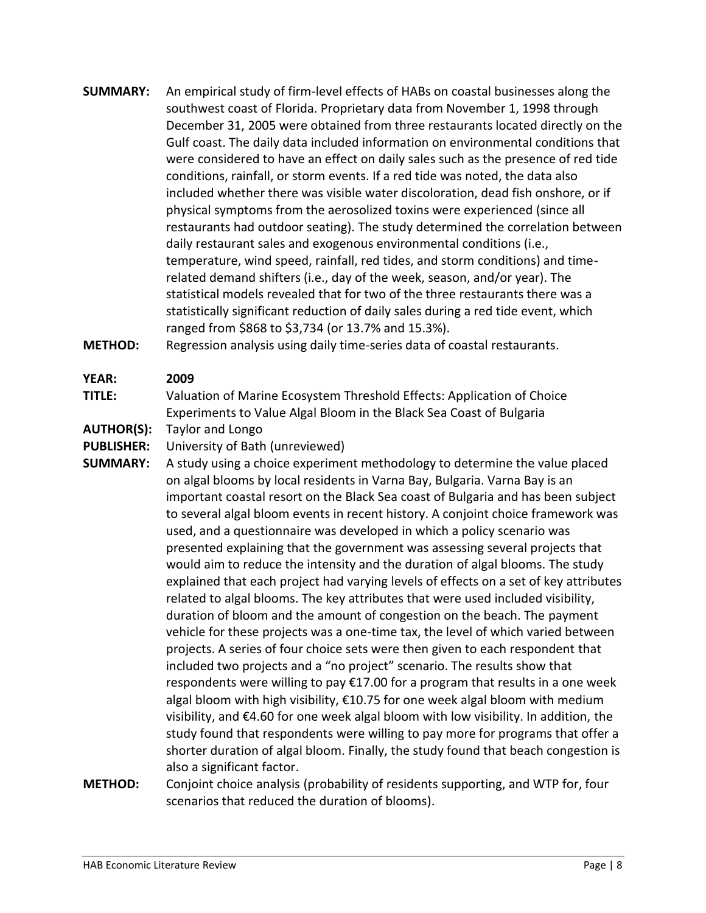**SUMMARY:** An empirical study of firm-level effects of HABs on coastal businesses along the southwest coast of Florida. Proprietary data from November 1, 1998 through December 31, 2005 were obtained from three restaurants located directly on the Gulf coast. The daily data included information on environmental conditions that were considered to have an effect on daily sales such as the presence of red tide conditions, rainfall, or storm events. If a red tide was noted, the data also included whether there was visible water discoloration, dead fish onshore, or if physical symptoms from the aerosolized toxins were experienced (since all restaurants had outdoor seating). The study determined the correlation between daily restaurant sales and exogenous environmental conditions (i.e., temperature, wind speed, rainfall, red tides, and storm conditions) and time-related demand shifters (i.e., day of the week, season, and/or year). The statistical models revealed that for two of the three restaurants there was a statistically significant reduction of daily sales during a red tide event, which ranged from $868 to $3,734 (or 13.7% and 15.3%).

**METHOD:** Regression analysis using daily time-series data of coastal restaurants.

**YEAR:** **2009**

**TITLE:** Valuation of Marine Ecosystem Threshold Effects: Application of Choice Experiments to Value Algal Bloom in the Black Sea Coast of Bulgaria

**AUTHOR(S):** Taylor and Longo

**PUBLISHER:** University of Bath (unreviewed)

**SUMMARY:** A study using a choice experiment methodology to determine the value placed on algal blooms by local residents in Varna Bay, Bulgaria. Varna Bay is an important coastal resort on the Black Sea coast of Bulgaria and has been subject to several algal bloom events in recent history. A conjoint choice framework was used, and a questionnaire was developed in which a policy scenario was presented explaining that the government was assessing several projects that would aim to reduce the intensity and the duration of algal blooms. The study explained that each project had varying levels of effects on a set of key attributes related to algal blooms. The key attributes that were used included visibility, duration of bloom and the amount of congestion on the beach. The payment vehicle for these projects was a one-time tax, the level of which varied between projects. A series of four choice sets were then given to each respondent that included two projects and a "no project" scenario. The results show that respondents were willing to pay €17.00 for a program that results in a one week algal bloom with high visibility, €10.75 for one week algal bloom with medium visibility, and €4.60 for one week algal bloom with low visibility. In addition, the study found that respondents were willing to pay more for programs that offer a shorter duration of algal bloom. Finally, the study found that beach congestion is also a significant factor.

**METHOD:** Conjoint choice analysis (probability of residents supporting, and WTP for, four scenarios that reduced the duration of blooms).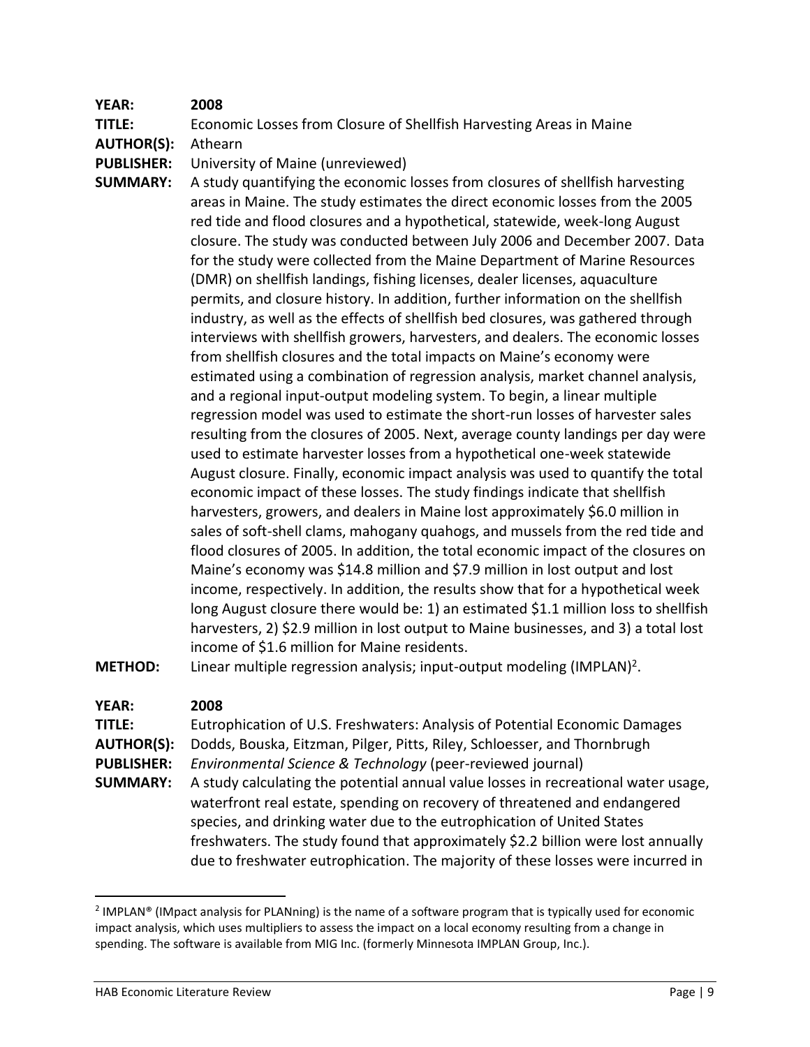**YEAR:** 2008

**TITLE:** Economic Losses from Closure of Shellfish Harvesting Areas in Maine

**AUTHOR(S):** Athearn

**PUBLISHER:** University of Maine (unreviewed)

**SUMMARY:** A study quantifying the economic losses from closures of shellfish harvesting areas in Maine. The study estimates the direct economic losses from the 2005 red tide and flood closures and a hypothetical, statewide, week-long August closure. The study was conducted between July 2006 and December 2007. Data for the study were collected from the Maine Department of Marine Resources (DMR) on shellfish landings, fishing licenses, dealer licenses, aquaculture permits, and closure history. In addition, further information on the shellfish industry, as well as the effects of shellfish bed closures, was gathered through interviews with shellfish growers, harvesters, and dealers. The economic losses from shellfish closures and the total impacts on Maine's economy were estimated using a combination of regression analysis, market channel analysis, and a regional input-output modeling system. To begin, a linear multiple regression model was used to estimate the short-run losses of harvester sales resulting from the closures of 2005. Next, average county landings per day were used to estimate harvester losses from a hypothetical one-week statewide August closure. Finally, economic impact analysis was used to quantify the total economic impact of these losses. The study findings indicate that shellfish harvesters, growers, and dealers in Maine lost approximately $6.0 million in sales of soft-shell clams, mahogany quahogs, and mussels from the red tide and flood closures of 2005. In addition, the total economic impact of the closures on Maine's economy was $14.8 million and $7.9 million in lost output and lost income, respectively. In addition, the results show that for a hypothetical week long August closure there would be: 1) an estimated $1.1 million loss to shellfish harvesters, 2) $2.9 million in lost output to Maine businesses, and 3) a total lost income of $1.6 million for Maine residents.

**METHOD:** Linear multiple regression analysis; input-output modeling (IMPLAN)[2].

**YEAR:** 2008

**TITLE:** Eutrophication of U.S. Freshwaters: Analysis of Potential Economic Damages

**AUTHOR(S):** Dodds, Bouska, Eitzman, Pilger, Pitts, Riley, Schloesser, and Thornbrugh

**PUBLISHER:** *Environmental Science & Technology* (peer-reviewed journal)

**SUMMARY:** A study calculating the potential annual value losses in recreational water usage, waterfront real estate, spending on recovery of threatened and endangered species, and drinking water due to the eutrophication of United States freshwaters. The study found that approximately $2.2 billion were lost annually due to freshwater eutrophication. The majority of these losses were incurred in

---

[2] IMPLAN® (IMpact analysis for PLANning) is the name of a software program that is typically used for economic impact analysis, which uses multipliers to assess the impact on a local economy resulting from a change in spending. The software is available from MIG Inc. (formerly Minnesota IMPLAN Group, Inc.).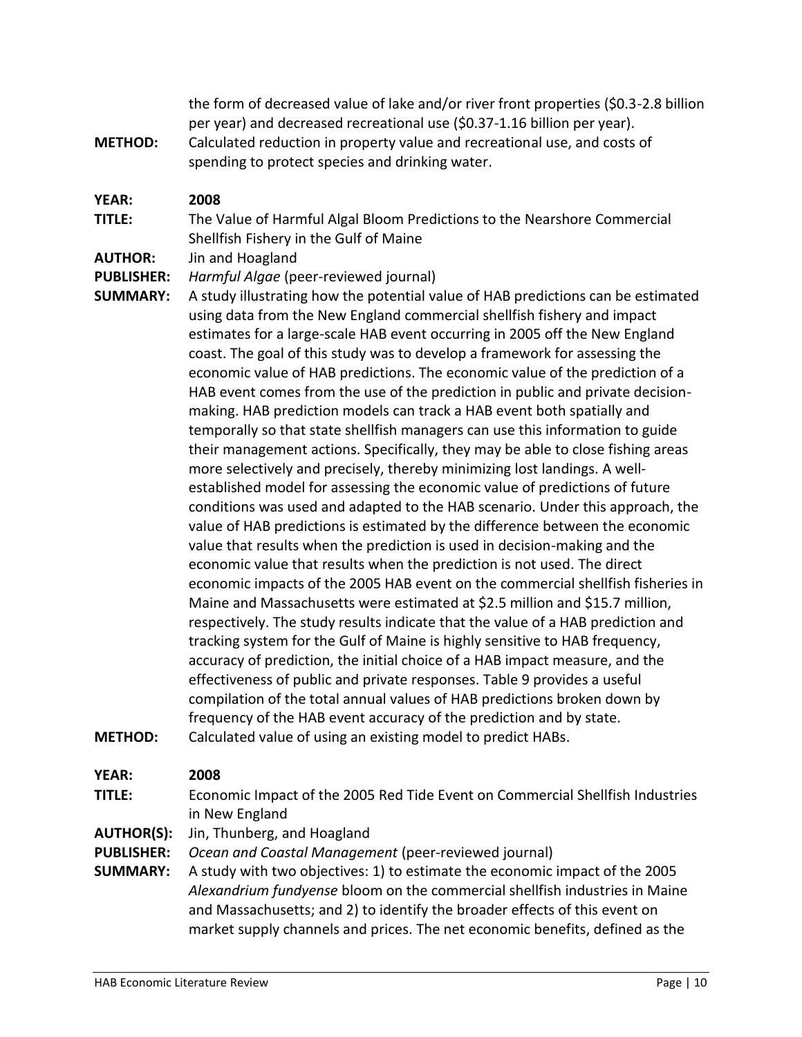the form of decreased value of lake and/or river front properties ($0.3-2.8 billion per year) and decreased recreational use ($0.37-1.16 billion per year).

**METHOD:** Calculated reduction in property value and recreational use, and costs of spending to protect species and drinking water.

**YEAR:** **2008**

**TITLE:** The Value of Harmful Algal Bloom Predictions to the Nearshore Commercial Shellfish Fishery in the Gulf of Maine

**AUTHOR:** Jin and Hoagland

**PUBLISHER:** *Harmful Algae* (peer-reviewed journal)

**SUMMARY:** A study illustrating how the potential value of HAB predictions can be estimated using data from the New England commercial shellfish fishery and impact estimates for a large-scale HAB event occurring in 2005 off the New England coast. The goal of this study was to develop a framework for assessing the economic value of HAB predictions. The economic value of the prediction of a HAB event comes from the use of the prediction in public and private decision-making. HAB prediction models can track a HAB event both spatially and temporally so that state shellfish managers can use this information to guide their management actions. Specifically, they may be able to close fishing areas more selectively and precisely, thereby minimizing lost landings. A well-established model for assessing the economic value of predictions of future conditions was used and adapted to the HAB scenario. Under this approach, the value of HAB predictions is estimated by the difference between the economic value that results when the prediction is used in decision-making and the economic value that results when the prediction is not used. The direct economic impacts of the 2005 HAB event on the commercial shellfish fisheries in Maine and Massachusetts were estimated at $2.5 million and $15.7 million, respectively. The study results indicate that the value of a HAB prediction and tracking system for the Gulf of Maine is highly sensitive to HAB frequency, accuracy of prediction, the initial choice of a HAB impact measure, and the effectiveness of public and private responses. Table 9 provides a useful compilation of the total annual values of HAB predictions broken down by frequency of the HAB event accuracy of the prediction and by state.

**METHOD:** Calculated value of using an existing model to predict HABs.

**YEAR:** **2008**

**TITLE:** Economic Impact of the 2005 Red Tide Event on Commercial Shellfish Industries in New England

**AUTHOR(S):** Jin, Thunberg, and Hoagland

**PUBLISHER:** *Ocean and Coastal Management* (peer-reviewed journal)

**SUMMARY:** A study with two objectives: 1) to estimate the economic impact of the 2005 *Alexandrium fundyense* bloom on the commercial shellfish industries in Maine and Massachusetts; and 2) to identify the broader effects of this event on market supply channels and prices. The net economic benefits, defined as the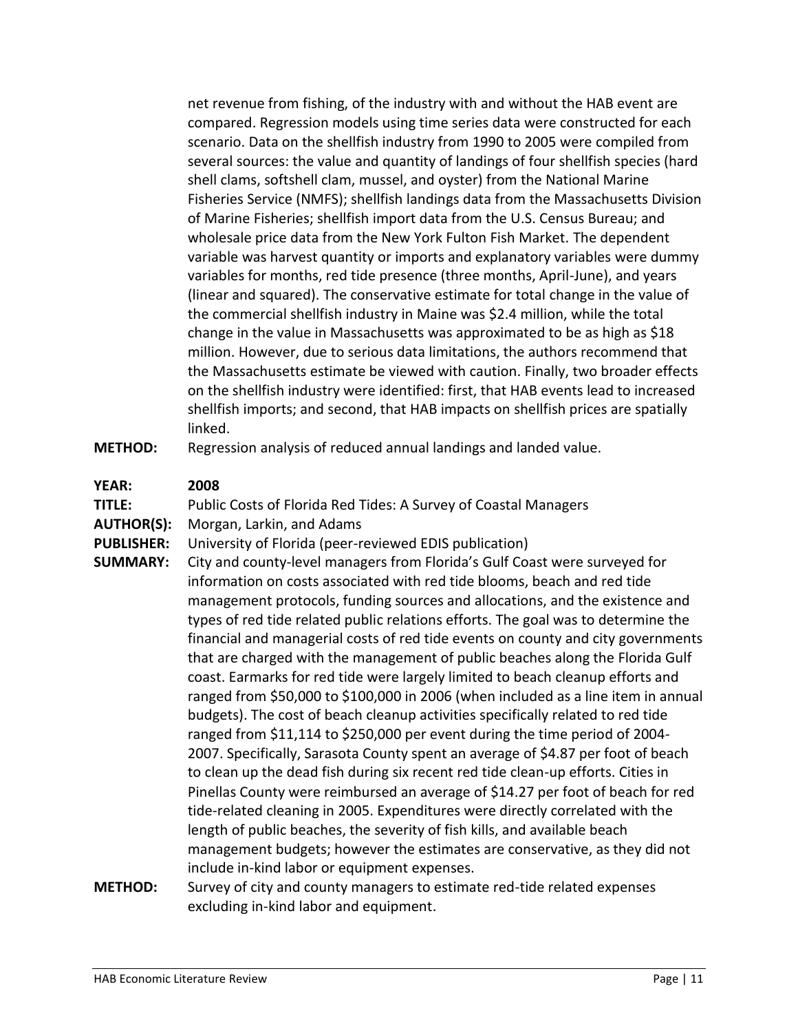net revenue from fishing, of the industry with and without the HAB event are compared. Regression models using time series data were constructed for each scenario. Data on the shellfish industry from 1990 to 2005 were compiled from several sources: the value and quantity of landings of four shellfish species (hard shell clams, softshell clam, mussel, and oyster) from the National Marine Fisheries Service (NMFS); shellfish landings data from the Massachusetts Division of Marine Fisheries; shellfish import data from the U.S. Census Bureau; and wholesale price data from the New York Fulton Fish Market. The dependent variable was harvest quantity or imports and explanatory variables were dummy variables for months, red tide presence (three months, April-June), and years (linear and squared). The conservative estimate for total change in the value of the commercial shellfish industry in Maine was $2.4 million, while the total change in the value in Massachusetts was approximated to be as high as $18 million. However, due to serious data limitations, the authors recommend that the Massachusetts estimate be viewed with caution. Finally, two broader effects on the shellfish industry were identified: first, that HAB events lead to increased shellfish imports; and second, that HAB impacts on shellfish prices are spatially linked.

**METHOD:** Regression analysis of reduced annual landings and landed value.

**YEAR:** **2008**

**TITLE:** Public Costs of Florida Red Tides: A Survey of Coastal Managers

**AUTHOR(S):** Morgan, Larkin, and Adams

**PUBLISHER:** University of Florida (peer-reviewed EDIS publication)

**SUMMARY:** City and county-level managers from Florida's Gulf Coast were surveyed for information on costs associated with red tide blooms, beach and red tide management protocols, funding sources and allocations, and the existence and types of red tide related public relations efforts. The goal was to determine the financial and managerial costs of red tide events on county and city governments that are charged with the management of public beaches along the Florida Gulf coast. Earmarks for red tide were largely limited to beach cleanup efforts and ranged from $50,000 to $100,000 in 2006 (when included as a line item in annual budgets). The cost of beach cleanup activities specifically related to red tide ranged from $11,114 to $250,000 per event during the time period of 2004-2007. Specifically, Sarasota County spent an average of $4.87 per foot of beach to clean up the dead fish during six recent red tide clean-up efforts. Cities in Pinellas County were reimbursed an average of $14.27 per foot of beach for red tide-related cleaning in 2005. Expenditures were directly correlated with the length of public beaches, the severity of fish kills, and available beach management budgets; however the estimates are conservative, as they did not include in-kind labor or equipment expenses.

**METHOD:** Survey of city and county managers to estimate red-tide related expenses excluding in-kind labor and equipment.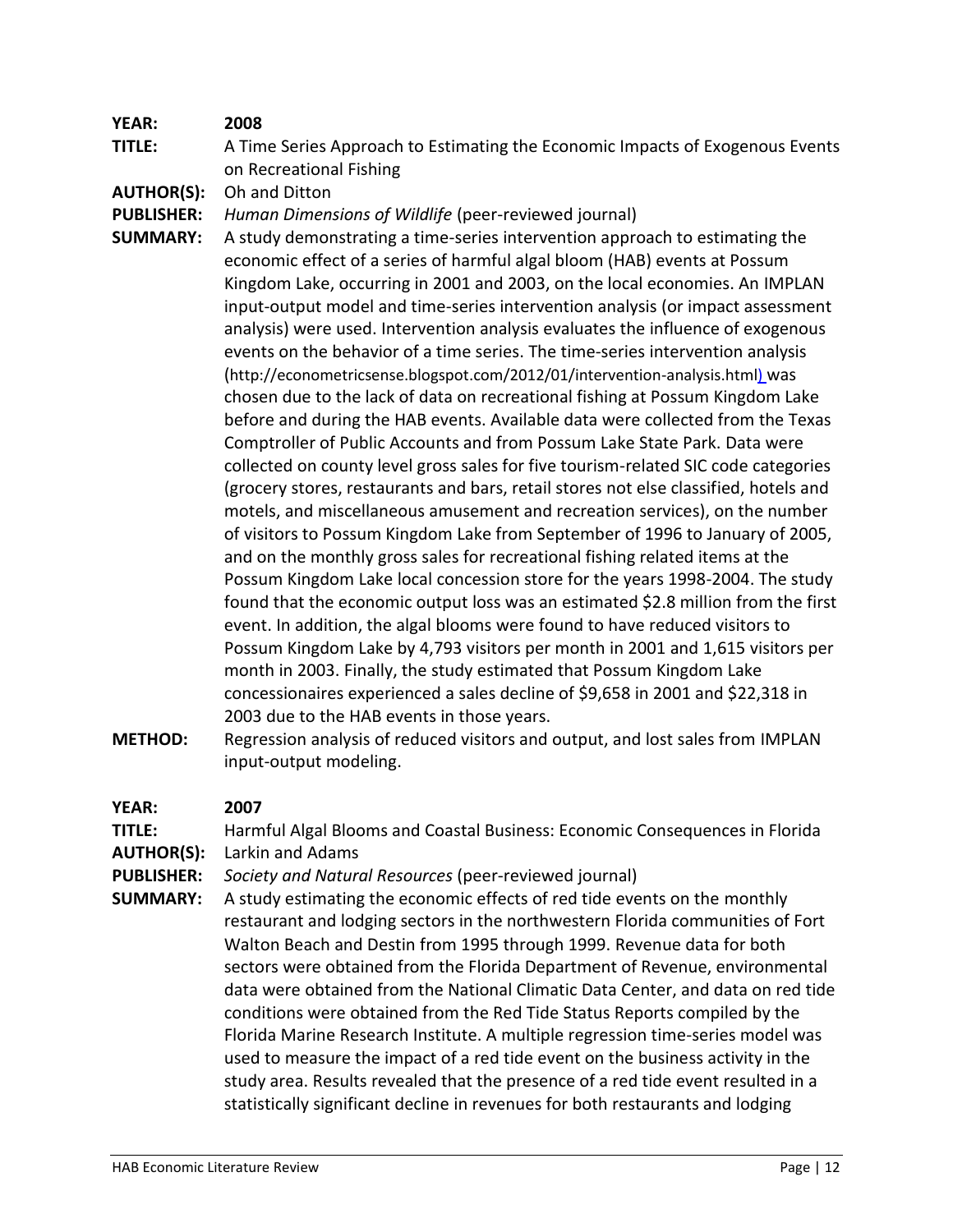**YEAR:** **2008**

**TITLE:** A Time Series Approach to Estimating the Economic Impacts of Exogenous Events on Recreational Fishing

**AUTHOR(S):** Oh and Ditton

**PUBLISHER:** *Human Dimensions of Wildlife* (peer-reviewed journal)

**SUMMARY:** A study demonstrating a time-series intervention approach to estimating the economic effect of a series of harmful algal bloom (HAB) events at Possum Kingdom Lake, occurring in 2001 and 2003, on the local economies. An IMPLAN input-output model and time-series intervention analysis (or impact assessment analysis) were used. Intervention analysis evaluates the influence of exogenous events on the behavior of a time series. The time-series intervention analysis (http://econometricsense.blogspot.com/2012/01/intervention-analysis.html) was chosen due to the lack of data on recreational fishing at Possum Kingdom Lake before and during the HAB events. Available data were collected from the Texas Comptroller of Public Accounts and from Possum Lake State Park. Data were collected on county level gross sales for five tourism-related SIC code categories (grocery stores, restaurants and bars, retail stores not else classified, hotels and motels, and miscellaneous amusement and recreation services), on the number of visitors to Possum Kingdom Lake from September of 1996 to January of 2005, and on the monthly gross sales for recreational fishing related items at the Possum Kingdom Lake local concession store for the years 1998-2004. The study found that the economic output loss was an estimated $2.8 million from the first event. In addition, the algal blooms were found to have reduced visitors to Possum Kingdom Lake by 4,793 visitors per month in 2001 and 1,615 visitors per month in 2003. Finally, the study estimated that Possum Kingdom Lake concessionaires experienced a sales decline of $9,658 in 2001 and $22,318 in 2003 due to the HAB events in those years.

**METHOD:** Regression analysis of reduced visitors and output, and lost sales from IMPLAN input-output modeling.

**YEAR:** **2007**

**TITLE:** Harmful Algal Blooms and Coastal Business: Economic Consequences in Florida

**AUTHOR(S):** Larkin and Adams

**PUBLISHER:** *Society and Natural Resources* (peer-reviewed journal)

**SUMMARY:** A study estimating the economic effects of red tide events on the monthly restaurant and lodging sectors in the northwestern Florida communities of Fort Walton Beach and Destin from 1995 through 1999. Revenue data for both sectors were obtained from the Florida Department of Revenue, environmental data were obtained from the National Climatic Data Center, and data on red tide conditions were obtained from the Red Tide Status Reports compiled by the Florida Marine Research Institute. A multiple regression time-series model was used to measure the impact of a red tide event on the business activity in the study area. Results revealed that the presence of a red tide event resulted in a statistically significant decline in revenues for both restaurants and lodging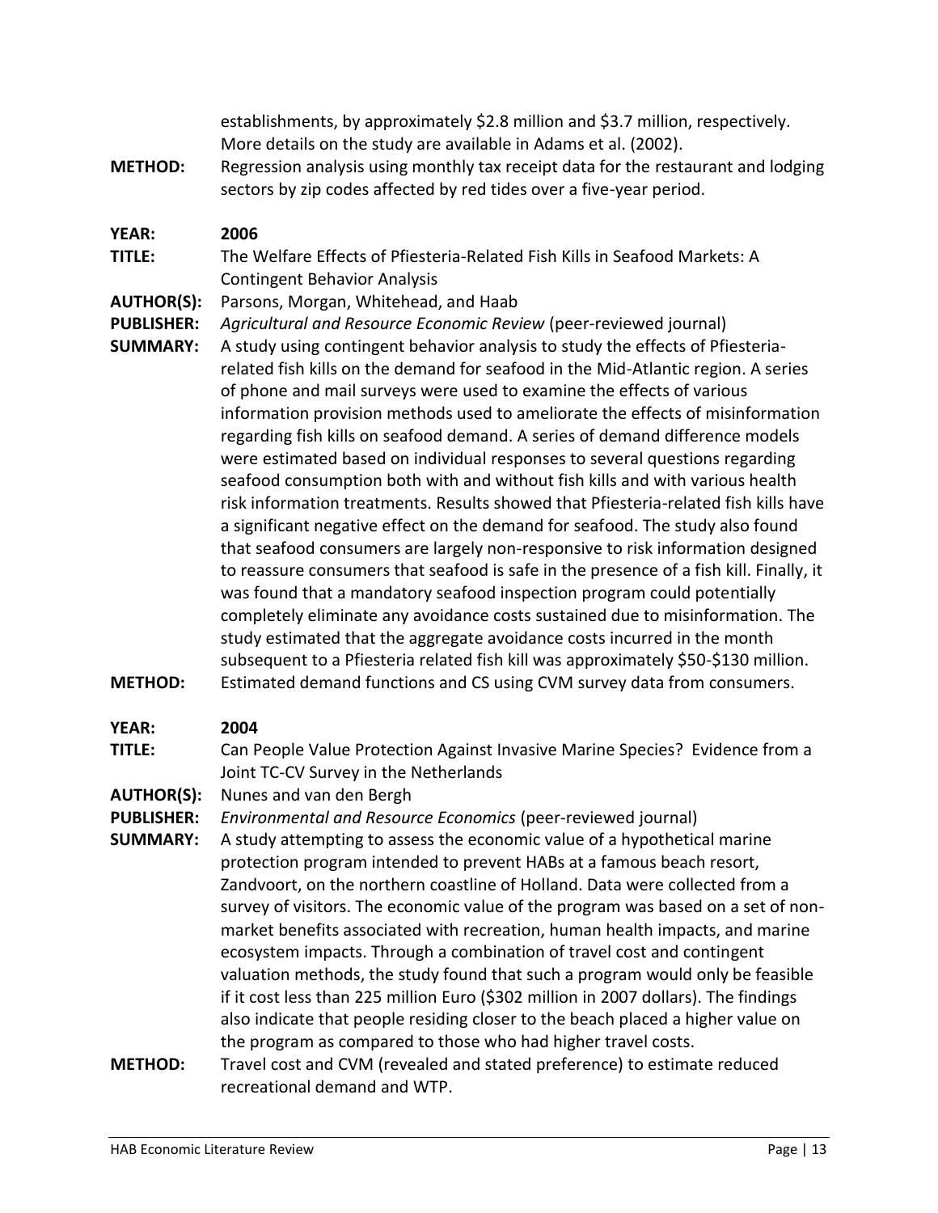establishments, by approximately $2.8 million and $3.7 million, respectively. More details on the study are available in Adams et al. (2002).

**METHOD:** Regression analysis using monthly tax receipt data for the restaurant and lodging sectors by zip codes affected by red tides over a five-year period.

**YEAR:** **2006**

**TITLE:** The Welfare Effects of Pfiesteria-Related Fish Kills in Seafood Markets: A Contingent Behavior Analysis

**AUTHOR(S):** Parsons, Morgan, Whitehead, and Haab

**PUBLISHER:** *Agricultural and Resource Economic Review* (peer-reviewed journal)

**SUMMARY:** A study using contingent behavior analysis to study the effects of Pfiesteria-related fish kills on the demand for seafood in the Mid-Atlantic region. A series of phone and mail surveys were used to examine the effects of various information provision methods used to ameliorate the effects of misinformation regarding fish kills on seafood demand. A series of demand difference models were estimated based on individual responses to several questions regarding seafood consumption both with and without fish kills and with various health risk information treatments. Results showed that Pfiesteria-related fish kills have a significant negative effect on the demand for seafood. The study also found that seafood consumers are largely non-responsive to risk information designed to reassure consumers that seafood is safe in the presence of a fish kill. Finally, it was found that a mandatory seafood inspection program could potentially completely eliminate any avoidance costs sustained due to misinformation. The study estimated that the aggregate avoidance costs incurred in the month subsequent to a Pfiesteria related fish kill was approximately $50-$130 million.

**METHOD:** Estimated demand functions and CS using CVM survey data from consumers.

**YEAR:** **2004**

**TITLE:** Can People Value Protection Against Invasive Marine Species? Evidence from a Joint TC-CV Survey in the Netherlands

**AUTHOR(S):** Nunes and van den Bergh

**PUBLISHER:** *Environmental and Resource Economics* (peer-reviewed journal)

**SUMMARY:** A study attempting to assess the economic value of a hypothetical marine protection program intended to prevent HABs at a famous beach resort, Zandvoort, on the northern coastline of Holland. Data were collected from a survey of visitors. The economic value of the program was based on a set of non-market benefits associated with recreation, human health impacts, and marine ecosystem impacts. Through a combination of travel cost and contingent valuation methods, the study found that such a program would only be feasible if it cost less than 225 million Euro ($302 million in 2007 dollars). The findings also indicate that people residing closer to the beach placed a higher value on the program as compared to those who had higher travel costs.

**METHOD:** Travel cost and CVM (revealed and stated preference) to estimate reduced recreational demand and WTP.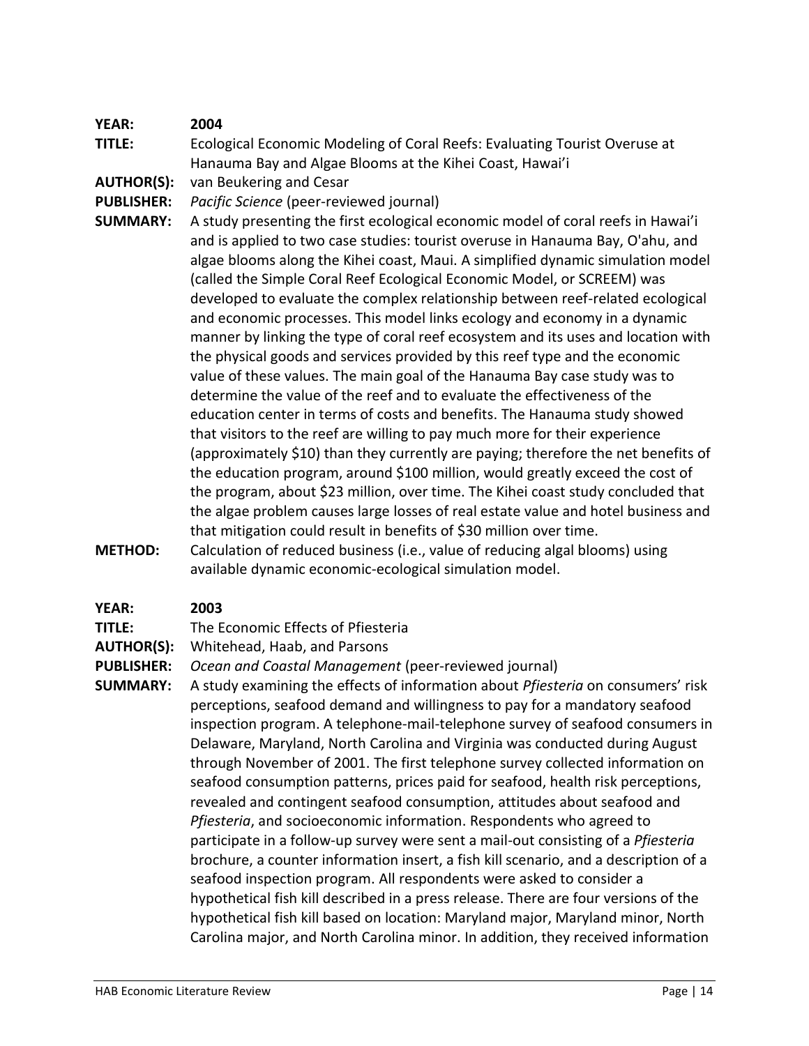**YEAR:** **2004**

**TITLE:** Ecological Economic Modeling of Coral Reefs: Evaluating Tourist Overuse at Hanauma Bay and Algae Blooms at the Kihei Coast, Hawai'i

**AUTHOR(S):** van Beukering and Cesar

**PUBLISHER:** *Pacific Science* (peer-reviewed journal)

**SUMMARY:** A study presenting the first ecological economic model of coral reefs in Hawai'i and is applied to two case studies: tourist overuse in Hanauma Bay, O'ahu, and algae blooms along the Kihei coast, Maui. A simplified dynamic simulation model (called the Simple Coral Reef Ecological Economic Model, or SCREEM) was developed to evaluate the complex relationship between reef-related ecological and economic processes. This model links ecology and economy in a dynamic manner by linking the type of coral reef ecosystem and its uses and location with the physical goods and services provided by this reef type and the economic value of these values. The main goal of the Hanauma Bay case study was to determine the value of the reef and to evaluate the effectiveness of the education center in terms of costs and benefits. The Hanauma study showed that visitors to the reef are willing to pay much more for their experience (approximately $10) than they currently are paying; therefore the net benefits of the education program, around $100 million, would greatly exceed the cost of the program, about $23 million, over time. The Kihei coast study concluded that the algae problem causes large losses of real estate value and hotel business and that mitigation could result in benefits of $30 million over time.

**METHOD:** Calculation of reduced business (i.e., value of reducing algal blooms) using available dynamic economic-ecological simulation model.

**YEAR:** **2003**

**TITLE:** The Economic Effects of Pfiesteria

**AUTHOR(S):** Whitehead, Haab, and Parsons

**PUBLISHER:** *Ocean and Coastal Management* (peer-reviewed journal)

**SUMMARY:** A study examining the effects of information about *Pfiesteria* on consumers' risk perceptions, seafood demand and willingness to pay for a mandatory seafood inspection program. A telephone-mail-telephone survey of seafood consumers in Delaware, Maryland, North Carolina and Virginia was conducted during August through November of 2001. The first telephone survey collected information on seafood consumption patterns, prices paid for seafood, health risk perceptions, revealed and contingent seafood consumption, attitudes about seafood and *Pfiesteria*, and socioeconomic information. Respondents who agreed to participate in a follow-up survey were sent a mail-out consisting of a *Pfiesteria* brochure, a counter information insert, a fish kill scenario, and a description of a seafood inspection program. All respondents were asked to consider a hypothetical fish kill described in a press release. There are four versions of the hypothetical fish kill based on location: Maryland major, Maryland minor, North Carolina major, and North Carolina minor. In addition, they received information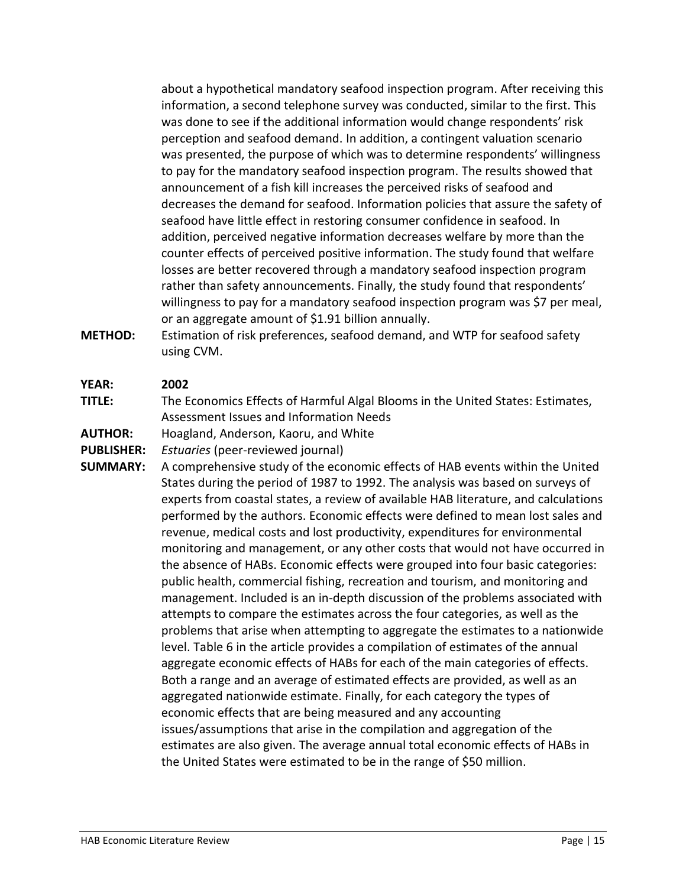about a hypothetical mandatory seafood inspection program. After receiving this information, a second telephone survey was conducted, similar to the first. This was done to see if the additional information would change respondents' risk perception and seafood demand. In addition, a contingent valuation scenario was presented, the purpose of which was to determine respondents' willingness to pay for the mandatory seafood inspection program. The results showed that announcement of a fish kill increases the perceived risks of seafood and decreases the demand for seafood. Information policies that assure the safety of seafood have little effect in restoring consumer confidence in seafood. In addition, perceived negative information decreases welfare by more than the counter effects of perceived positive information. The study found that welfare losses are better recovered through a mandatory seafood inspection program rather than safety announcements. Finally, the study found that respondents' willingness to pay for a mandatory seafood inspection program was $7 per meal, or an aggregate amount of $1.91 billion annually.

**METHOD:** Estimation of risk preferences, seafood demand, and WTP for seafood safety using CVM.

**YEAR:** **2002**

**TITLE:** The Economics Effects of Harmful Algal Blooms in the United States: Estimates, Assessment Issues and Information Needs

**AUTHOR:** Hoagland, Anderson, Kaoru, and White

**PUBLISHER:** *Estuaries* (peer-reviewed journal)

**SUMMARY:** A comprehensive study of the economic effects of HAB events within the United States during the period of 1987 to 1992. The analysis was based on surveys of experts from coastal states, a review of available HAB literature, and calculations performed by the authors. Economic effects were defined to mean lost sales and revenue, medical costs and lost productivity, expenditures for environmental monitoring and management, or any other costs that would not have occurred in the absence of HABs. Economic effects were grouped into four basic categories: public health, commercial fishing, recreation and tourism, and monitoring and management. Included is an in-depth discussion of the problems associated with attempts to compare the estimates across the four categories, as well as the problems that arise when attempting to aggregate the estimates to a nationwide level. Table 6 in the article provides a compilation of estimates of the annual aggregate economic effects of HABs for each of the main categories of effects. Both a range and an average of estimated effects are provided, as well as an aggregated nationwide estimate. Finally, for each category the types of economic effects that are being measured and any accounting issues/assumptions that arise in the compilation and aggregation of the estimates are also given. The average annual total economic effects of HABs in the United States were estimated to be in the range of $50 million.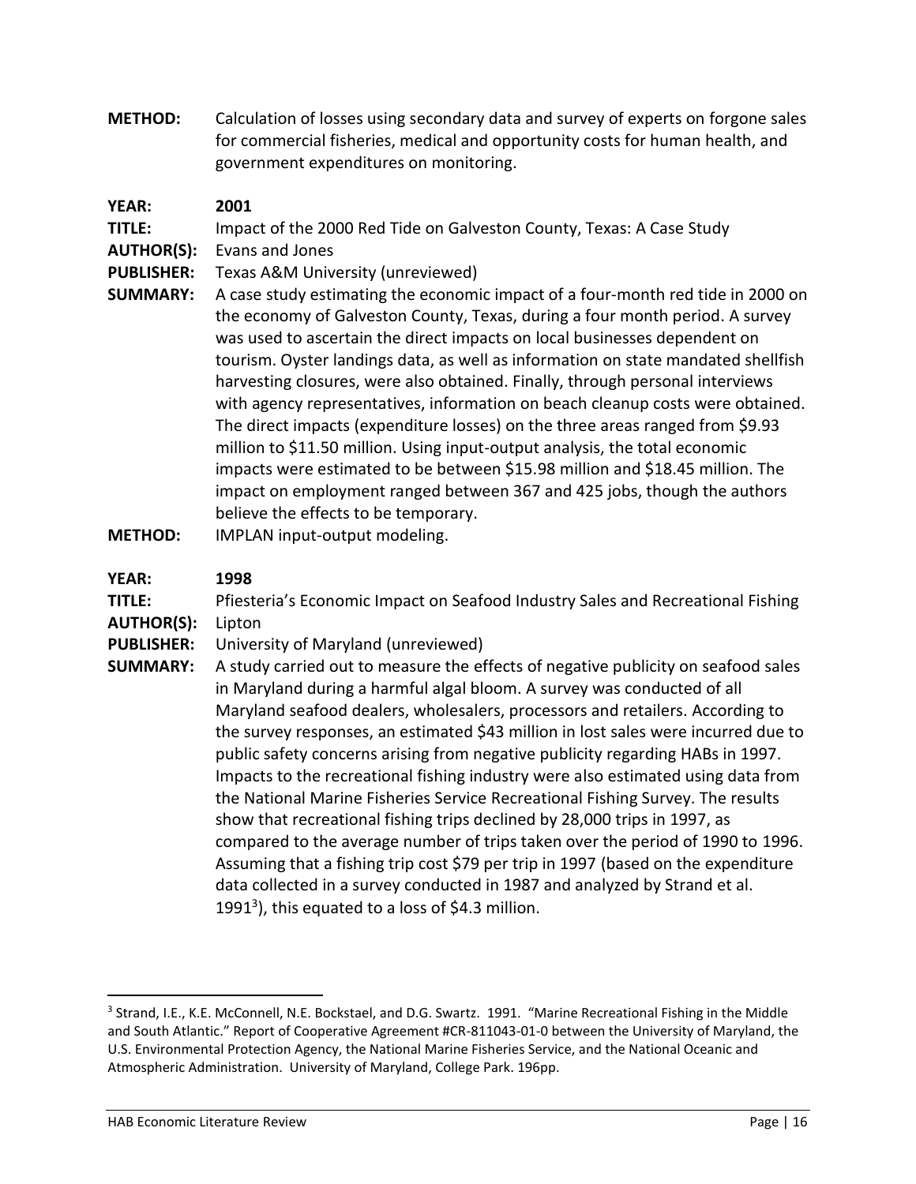**METHOD:** Calculation of losses using secondary data and survey of experts on forgone sales for commercial fisheries, medical and opportunity costs for human health, and government expenditures on monitoring.

**YEAR:** **2001**

**TITLE:** Impact of the 2000 Red Tide on Galveston County, Texas: A Case Study

**AUTHOR(S):** Evans and Jones

**PUBLISHER:** Texas A&M University (unreviewed)

**SUMMARY:** A case study estimating the economic impact of a four-month red tide in 2000 on the economy of Galveston County, Texas, during a four month period. A survey was used to ascertain the direct impacts on local businesses dependent on tourism. Oyster landings data, as well as information on state mandated shellfish harvesting closures, were also obtained. Finally, through personal interviews with agency representatives, information on beach cleanup costs were obtained. The direct impacts (expenditure losses) on the three areas ranged from $9.93 million to $11.50 million. Using input-output analysis, the total economic impacts were estimated to be between $15.98 million and $18.45 million. The impact on employment ranged between 367 and 425 jobs, though the authors believe the effects to be temporary.

**METHOD:** IMPLAN input-output modeling.

**YEAR:** **1998**

**TITLE:** Pfiesteria's Economic Impact on Seafood Industry Sales and Recreational Fishing

**AUTHOR(S):** Lipton

**PUBLISHER:** University of Maryland (unreviewed)

**SUMMARY:** A study carried out to measure the effects of negative publicity on seafood sales in Maryland during a harmful algal bloom. A survey was conducted of all Maryland seafood dealers, wholesalers, processors and retailers. According to the survey responses, an estimated $43 million in lost sales were incurred due to public safety concerns arising from negative publicity regarding HABs in 1997. Impacts to the recreational fishing industry were also estimated using data from the National Marine Fisheries Service Recreational Fishing Survey. The results show that recreational fishing trips declined by 28,000 trips in 1997, as compared to the average number of trips taken over the period of 1990 to 1996. Assuming that a fishing trip cost $79 per trip in 1997 (based on the expenditure data collected in a survey conducted in 1987 and analyzed by Strand et al. 1991[3]), this equated to a loss of $4.3 million.

---

[3] Strand, I.E., K.E. McConnell, N.E. Bockstael, and D.G. Swartz. 1991. "Marine Recreational Fishing in the Middle and South Atlantic." Report of Cooperative Agreement #CR-811043-01-0 between the University of Maryland, the U.S. Environmental Protection Agency, the National Marine Fisheries Service, and the National Oceanic and Atmospheric Administration. University of Maryland, College Park. 196pp.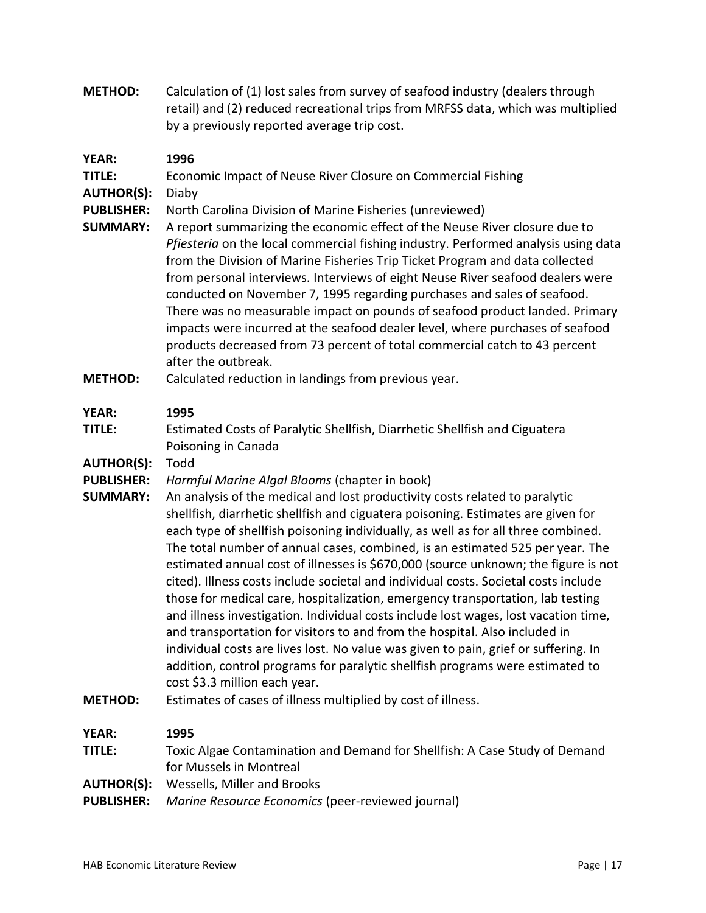**METHOD:** Calculation of (1) lost sales from survey of seafood industry (dealers through retail) and (2) reduced recreational trips from MRFSS data, which was multiplied by a previously reported average trip cost.

**YEAR:** **1996**
**TITLE:** Economic Impact of Neuse River Closure on Commercial Fishing
**AUTHOR(S):** Diaby
**PUBLISHER:** North Carolina Division of Marine Fisheries (unreviewed)
**SUMMARY:** A report summarizing the economic effect of the Neuse River closure due to *Pfiesteria* on the local commercial fishing industry. Performed analysis using data from the Division of Marine Fisheries Trip Ticket Program and data collected from personal interviews. Interviews of eight Neuse River seafood dealers were conducted on November 7, 1995 regarding purchases and sales of seafood. There was no measurable impact on pounds of seafood product landed. Primary impacts were incurred at the seafood dealer level, where purchases of seafood products decreased from 73 percent of total commercial catch to 43 percent after the outbreak.
**METHOD:** Calculated reduction in landings from previous year.

**YEAR:** **1995**
**TITLE:** Estimated Costs of Paralytic Shellfish, Diarrhetic Shellfish and Ciguatera Poisoning in Canada
**AUTHOR(S):** Todd
**PUBLISHER:** *Harmful Marine Algal Blooms* (chapter in book)
**SUMMARY:** An analysis of the medical and lost productivity costs related to paralytic shellfish, diarrhetic shellfish and ciguatera poisoning. Estimates are given for each type of shellfish poisoning individually, as well as for all three combined. The total number of annual cases, combined, is an estimated 525 per year. The estimated annual cost of illnesses is $670,000 (source unknown; the figure is not cited). Illness costs include societal and individual costs. Societal costs include those for medical care, hospitalization, emergency transportation, lab testing and illness investigation. Individual costs include lost wages, lost vacation time, and transportation for visitors to and from the hospital. Also included in individual costs are lives lost. No value was given to pain, grief or suffering. In addition, control programs for paralytic shellfish programs were estimated to cost $3.3 million each year.
**METHOD:** Estimates of cases of illness multiplied by cost of illness.

**YEAR:** **1995**
**TITLE:** Toxic Algae Contamination and Demand for Shellfish: A Case Study of Demand for Mussels in Montreal
**AUTHOR(S):** Wessells, Miller and Brooks
**PUBLISHER:** *Marine Resource Economics* (peer-reviewed journal)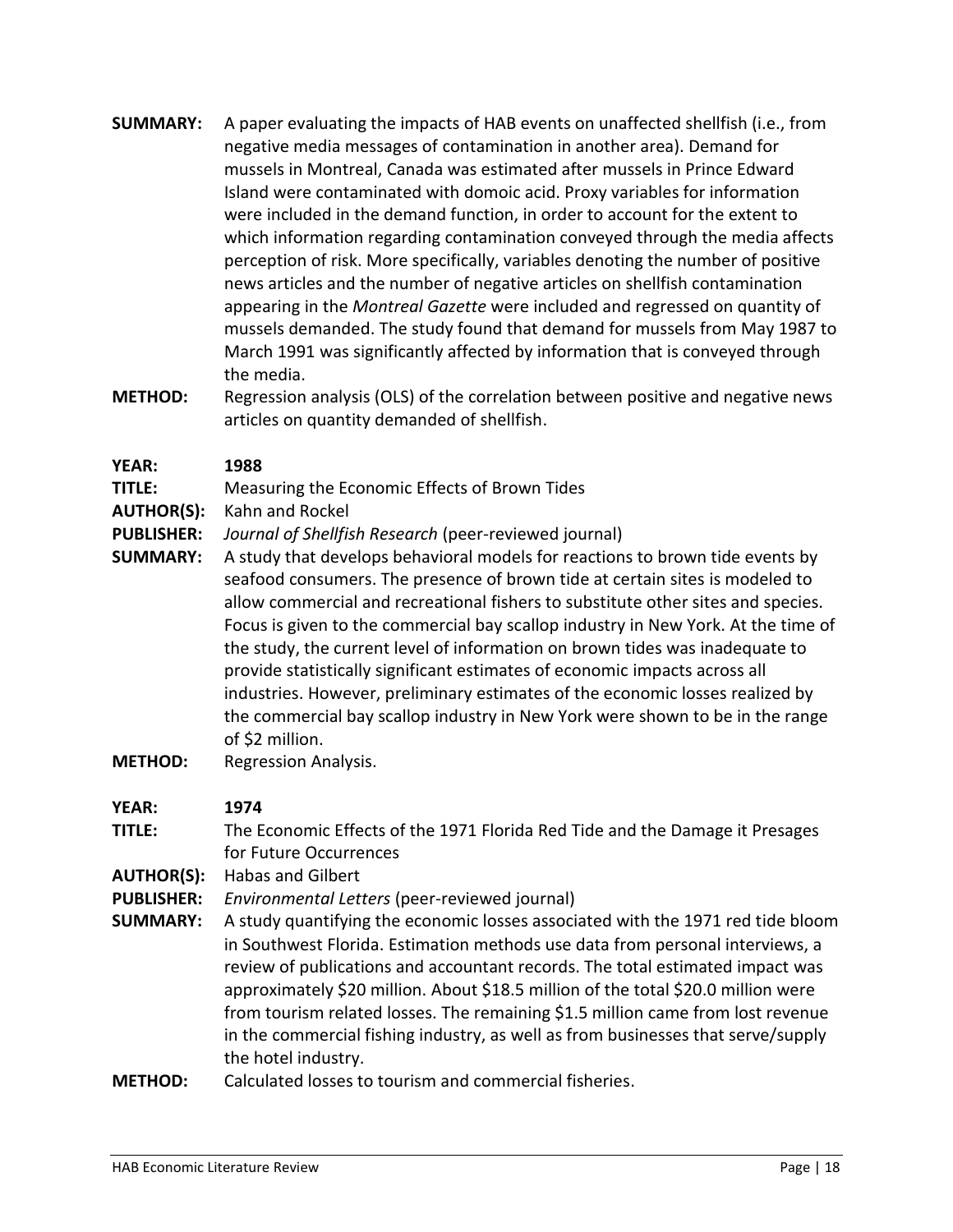**SUMMARY:** A paper evaluating the impacts of HAB events on unaffected shellfish (i.e., from negative media messages of contamination in another area). Demand for mussels in Montreal, Canada was estimated after mussels in Prince Edward Island were contaminated with domoic acid. Proxy variables for information were included in the demand function, in order to account for the extent to which information regarding contamination conveyed through the media affects perception of risk. More specifically, variables denoting the number of positive news articles and the number of negative articles on shellfish contamination appearing in the *Montreal Gazette* were included and regressed on quantity of mussels demanded. The study found that demand for mussels from May 1987 to March 1991 was significantly affected by information that is conveyed through the media.

**METHOD:** Regression analysis (OLS) of the correlation between positive and negative news articles on quantity demanded of shellfish.

**YEAR:** **1988**

**TITLE:** Measuring the Economic Effects of Brown Tides

**AUTHOR(S):** Kahn and Rockel

**PUBLISHER:** *Journal of Shellfish Research* (peer-reviewed journal)

**SUMMARY:** A study that develops behavioral models for reactions to brown tide events by seafood consumers. The presence of brown tide at certain sites is modeled to allow commercial and recreational fishers to substitute other sites and species. Focus is given to the commercial bay scallop industry in New York. At the time of the study, the current level of information on brown tides was inadequate to provide statistically significant estimates of economic impacts across all industries. However, preliminary estimates of the economic losses realized by the commercial bay scallop industry in New York were shown to be in the range of $2 million.

**METHOD:** Regression Analysis.

**YEAR:** **1974**

**TITLE:** The Economic Effects of the 1971 Florida Red Tide and the Damage it Presages for Future Occurrences

**AUTHOR(S):** Habas and Gilbert

**PUBLISHER:** *Environmental Letters* (peer-reviewed journal)

**SUMMARY:** A study quantifying the economic losses associated with the 1971 red tide bloom in Southwest Florida. Estimation methods use data from personal interviews, a review of publications and accountant records. The total estimated impact was approximately $20 million. About $18.5 million of the total $20.0 million were from tourism related losses. The remaining $1.5 million came from lost revenue in the commercial fishing industry, as well as from businesses that serve/supply the hotel industry.

**METHOD:** Calculated losses to tourism and commercial fisheries.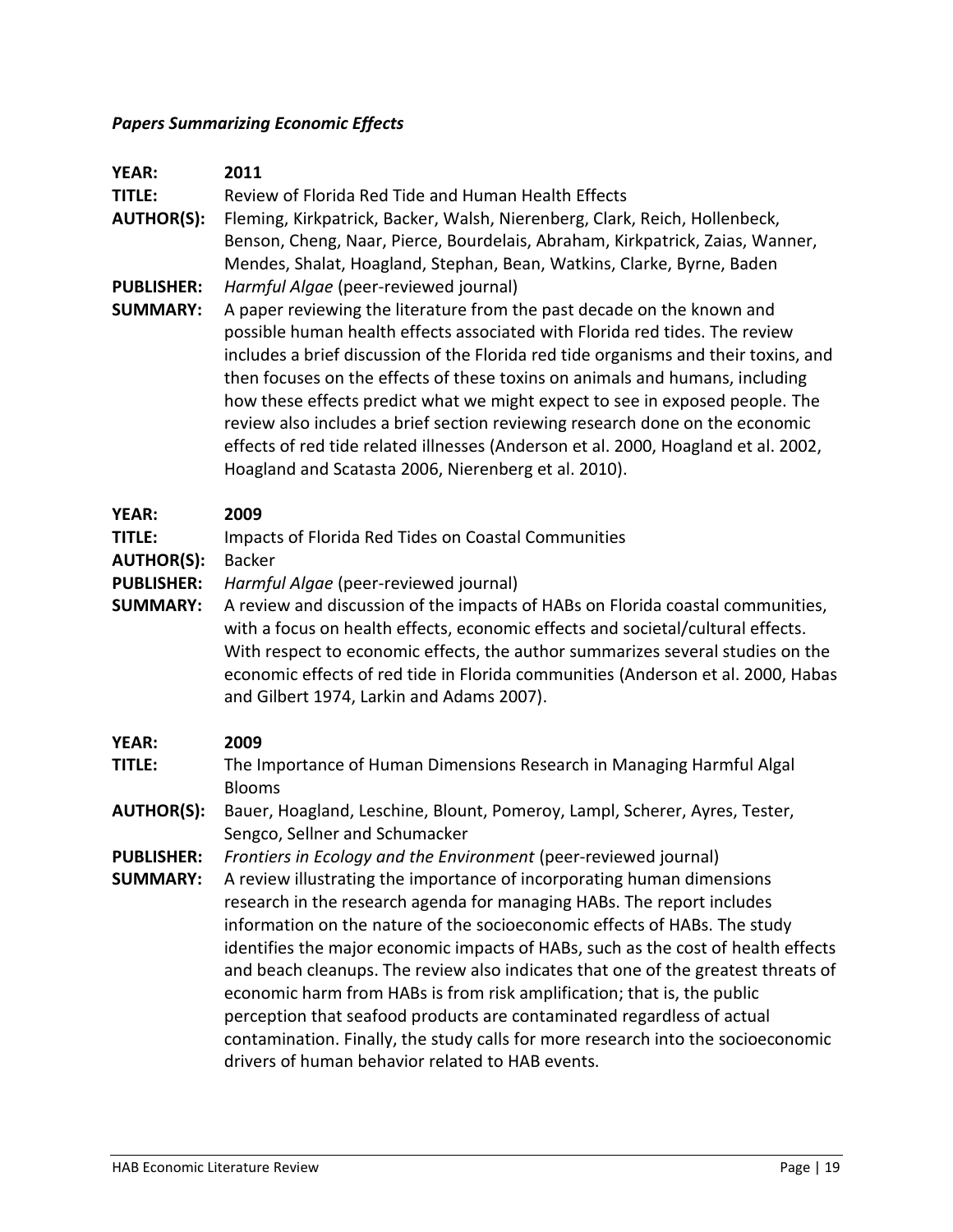### *Papers Summarizing Economic Effects*

**YEAR:** **2011**
**TITLE:** Review of Florida Red Tide and Human Health Effects
**AUTHOR(S):** Fleming, Kirkpatrick, Backer, Walsh, Nierenberg, Clark, Reich, Hollenbeck, Benson, Cheng, Naar, Pierce, Bourdelais, Abraham, Kirkpatrick, Zaias, Wanner, Mendes, Shalat, Hoagland, Stephan, Bean, Watkins, Clarke, Byrne, Baden
**PUBLISHER:** *Harmful Algae* (peer-reviewed journal)
**SUMMARY:** A paper reviewing the literature from the past decade on the known and possible human health effects associated with Florida red tides. The review includes a brief discussion of the Florida red tide organisms and their toxins, and then focuses on the effects of these toxins on animals and humans, including how these effects predict what we might expect to see in exposed people. The review also includes a brief section reviewing research done on the economic effects of red tide related illnesses (Anderson et al. 2000, Hoagland et al. 2002, Hoagland and Scatasta 2006, Nierenberg et al. 2010).

**YEAR:** **2009**
**TITLE:** Impacts of Florida Red Tides on Coastal Communities
**AUTHOR(S):** Backer
**PUBLISHER:** *Harmful Algae* (peer-reviewed journal)
**SUMMARY:** A review and discussion of the impacts of HABs on Florida coastal communities, with a focus on health effects, economic effects and societal/cultural effects. With respect to economic effects, the author summarizes several studies on the economic effects of red tide in Florida communities (Anderson et al. 2000, Habas and Gilbert 1974, Larkin and Adams 2007).

**YEAR:** **2009**
**TITLE:** The Importance of Human Dimensions Research in Managing Harmful Algal Blooms
**AUTHOR(S):** Bauer, Hoagland, Leschine, Blount, Pomeroy, Lampl, Scherer, Ayres, Tester, Sengco, Sellner and Schumacker
**PUBLISHER:** *Frontiers in Ecology and the Environment* (peer-reviewed journal)
**SUMMARY:** A review illustrating the importance of incorporating human dimensions research in the research agenda for managing HABs. The report includes information on the nature of the socioeconomic effects of HABs. The study identifies the major economic impacts of HABs, such as the cost of health effects and beach cleanups. The review also indicates that one of the greatest threats of economic harm from HABs is from risk amplification; that is, the public perception that seafood products are contaminated regardless of actual contamination. Finally, the study calls for more research into the socioeconomic drivers of human behavior related to HAB events.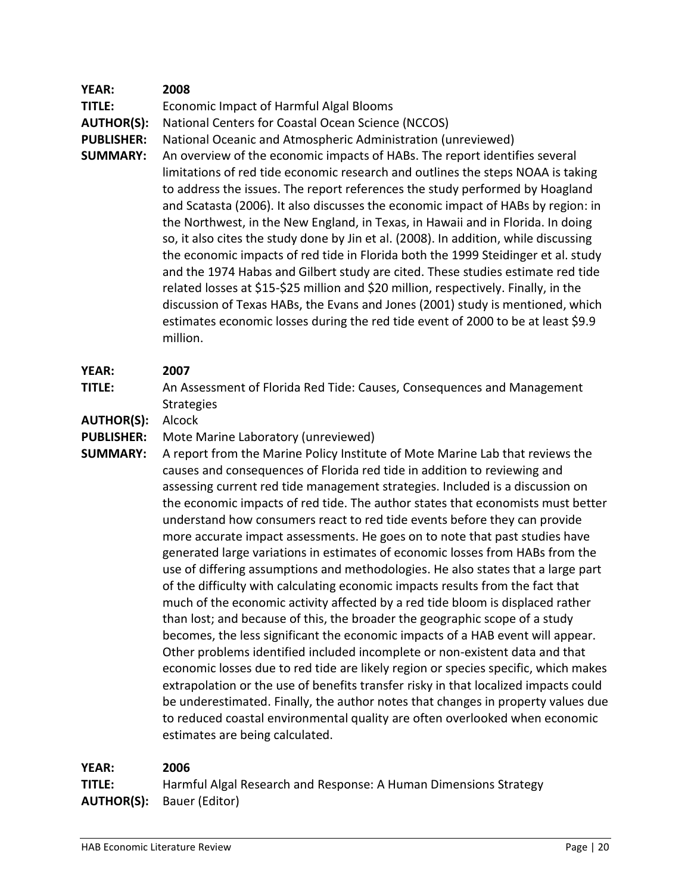**YEAR:** **2008**
**TITLE:** Economic Impact of Harmful Algal Blooms
**AUTHOR(S):** National Centers for Coastal Ocean Science (NCCOS)
**PUBLISHER:** National Oceanic and Atmospheric Administration (unreviewed)
**SUMMARY:** An overview of the economic impacts of HABs. The report identifies several limitations of red tide economic research and outlines the steps NOAA is taking to address the issues. The report references the study performed by Hoagland and Scatasta (2006). It also discusses the economic impact of HABs by region: in the Northwest, in the New England, in Texas, in Hawaii and in Florida. In doing so, it also cites the study done by Jin et al. (2008). In addition, while discussing the economic impacts of red tide in Florida both the 1999 Steidinger et al. study and the 1974 Habas and Gilbert study are cited. These studies estimate red tide related losses at $15-$25 million and $20 million, respectively. Finally, in the discussion of Texas HABs, the Evans and Jones (2001) study is mentioned, which estimates economic losses during the red tide event of 2000 to be at least $9.9 million.

**YEAR:** **2007**
**TITLE:** An Assessment of Florida Red Tide: Causes, Consequences and Management Strategies
**AUTHOR(S):** Alcock
**PUBLISHER:** Mote Marine Laboratory (unreviewed)
**SUMMARY:** A report from the Marine Policy Institute of Mote Marine Lab that reviews the causes and consequences of Florida red tide in addition to reviewing and assessing current red tide management strategies. Included is a discussion on the economic impacts of red tide. The author states that economists must better understand how consumers react to red tide events before they can provide more accurate impact assessments. He goes on to note that past studies have generated large variations in estimates of economic losses from HABs from the use of differing assumptions and methodologies. He also states that a large part of the difficulty with calculating economic impacts results from the fact that much of the economic activity affected by a red tide bloom is displaced rather than lost; and because of this, the broader the geographic scope of a study becomes, the less significant the economic impacts of a HAB event will appear. Other problems identified included incomplete or non-existent data and that economic losses due to red tide are likely region or species specific, which makes extrapolation or the use of benefits transfer risky in that localized impacts could be underestimated. Finally, the author notes that changes in property values due to reduced coastal environmental quality are often overlooked when economic estimates are being calculated.

**YEAR:** **2006**
**TITLE:** Harmful Algal Research and Response: A Human Dimensions Strategy
**AUTHOR(S):** Bauer (Editor)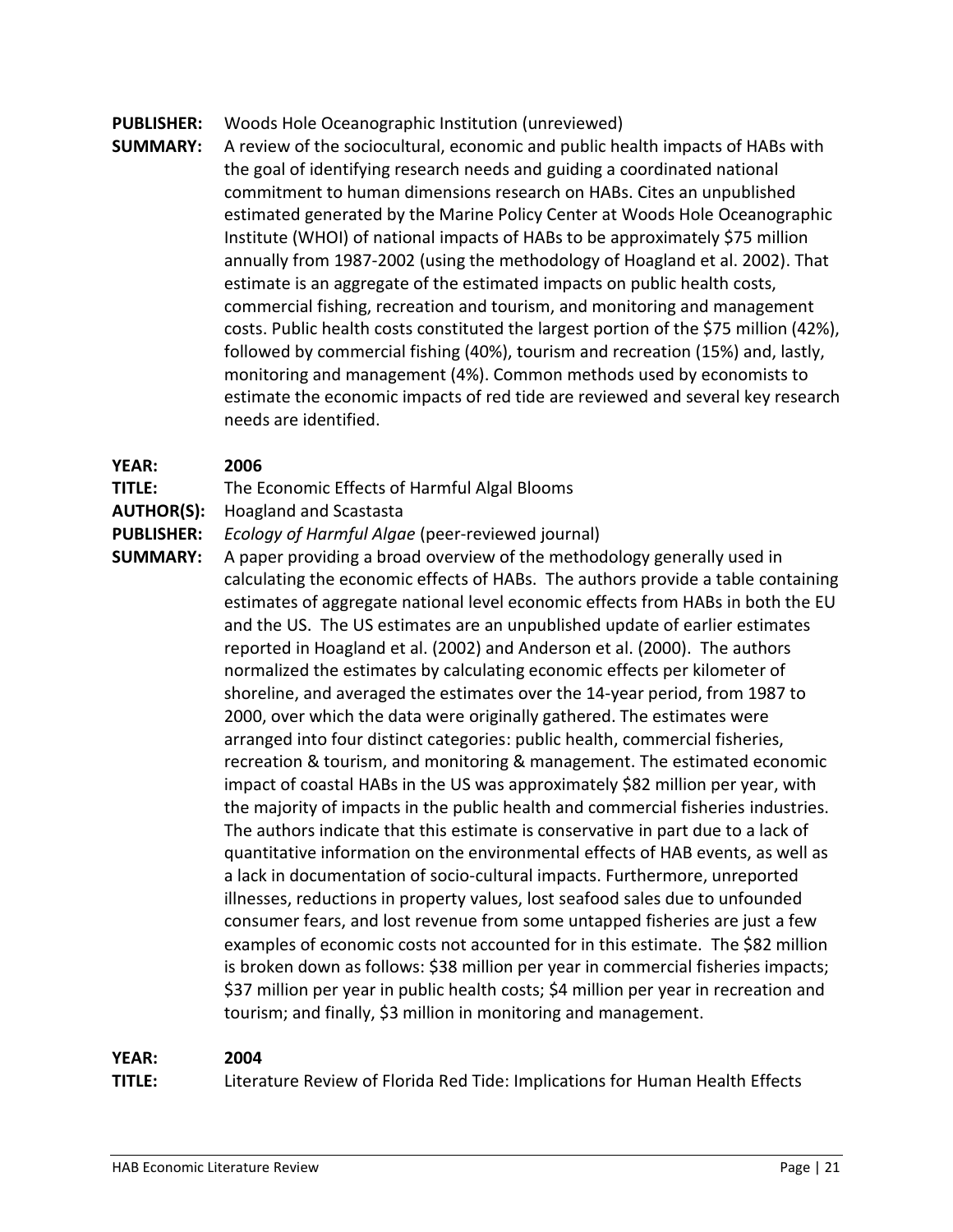**PUBLISHER:** Woods Hole Oceanographic Institution (unreviewed)

**SUMMARY:** A review of the sociocultural, economic and public health impacts of HABs with the goal of identifying research needs and guiding a coordinated national commitment to human dimensions research on HABs. Cites an unpublished estimated generated by the Marine Policy Center at Woods Hole Oceanographic Institute (WHOI) of national impacts of HABs to be approximately $75 million annually from 1987-2002 (using the methodology of Hoagland et al. 2002). That estimate is an aggregate of the estimated impacts on public health costs, commercial fishing, recreation and tourism, and monitoring and management costs. Public health costs constituted the largest portion of the $75 million (42%), followed by commercial fishing (40%), tourism and recreation (15%) and, lastly, monitoring and management (4%). Common methods used by economists to estimate the economic impacts of red tide are reviewed and several key research needs are identified.

**YEAR:** **2006**

**TITLE:** The Economic Effects of Harmful Algal Blooms

**AUTHOR(S):** Hoagland and Scastasta

**PUBLISHER:** *Ecology of Harmful Algae* (peer-reviewed journal)

**SUMMARY:** A paper providing a broad overview of the methodology generally used in calculating the economic effects of HABs. The authors provide a table containing estimates of aggregate national level economic effects from HABs in both the EU and the US. The US estimates are an unpublished update of earlier estimates reported in Hoagland et al. (2002) and Anderson et al. (2000). The authors normalized the estimates by calculating economic effects per kilometer of shoreline, and averaged the estimates over the 14-year period, from 1987 to 2000, over which the data were originally gathered. The estimates were arranged into four distinct categories: public health, commercial fisheries, recreation & tourism, and monitoring & management. The estimated economic impact of coastal HABs in the US was approximately $82 million per year, with the majority of impacts in the public health and commercial fisheries industries. The authors indicate that this estimate is conservative in part due to a lack of quantitative information on the environmental effects of HAB events, as well as a lack in documentation of socio-cultural impacts. Furthermore, unreported illnesses, reductions in property values, lost seafood sales due to unfounded consumer fears, and lost revenue from some untapped fisheries are just a few examples of economic costs not accounted for in this estimate. The $82 million is broken down as follows: $38 million per year in commercial fisheries impacts; $37 million per year in public health costs; $4 million per year in recreation and tourism; and finally, $3 million in monitoring and management.

**YEAR:** **2004**

**TITLE:** Literature Review of Florida Red Tide: Implications for Human Health Effects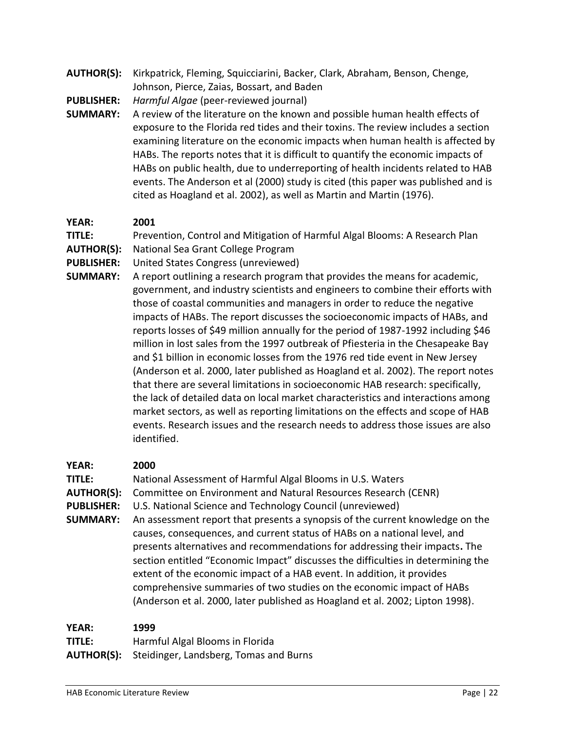**AUTHOR(S):** Kirkpatrick, Fleming, Squicciarini, Backer, Clark, Abraham, Benson, Chenge, Johnson, Pierce, Zaias, Bossart, and Baden
**PUBLISHER:** *Harmful Algae* (peer-reviewed journal)
**SUMMARY:** A review of the literature on the known and possible human health effects of exposure to the Florida red tides and their toxins. The review includes a section examining literature on the economic impacts when human health is affected by HABs. The reports notes that it is difficult to quantify the economic impacts of HABs on public health, due to underreporting of health incidents related to HAB events. The Anderson et al (2000) study is cited (this paper was published and is cited as Hoagland et al. 2002), as well as Martin and Martin (1976).

**YEAR:** **2001**
**TITLE:** Prevention, Control and Mitigation of Harmful Algal Blooms: A Research Plan
**AUTHOR(S):** National Sea Grant College Program
**PUBLISHER:** United States Congress (unreviewed)
**SUMMARY:** A report outlining a research program that provides the means for academic, government, and industry scientists and engineers to combine their efforts with those of coastal communities and managers in order to reduce the negative impacts of HABs. The report discusses the socioeconomic impacts of HABs, and reports losses of \$49 million annually for the period of 1987-1992 including \$46 million in lost sales from the 1997 outbreak of Pfiesteria in the Chesapeake Bay and \$1 billion in economic losses from the 1976 red tide event in New Jersey (Anderson et al. 2000, later published as Hoagland et al. 2002). The report notes that there are several limitations in socioeconomic HAB research: specifically, the lack of detailed data on local market characteristics and interactions among market sectors, as well as reporting limitations on the effects and scope of HAB events. Research issues and the research needs to address those issues are also identified.

**YEAR:** **2000**
**TITLE:** National Assessment of Harmful Algal Blooms in U.S. Waters
**AUTHOR(S):** Committee on Environment and Natural Resources Research (CENR)
**PUBLISHER:** U.S. National Science and Technology Council (unreviewed)
**SUMMARY:** An assessment report that presents a synopsis of the current knowledge on the causes, consequences, and current status of HABs on a national level, and presents alternatives and recommendations for addressing their impacts**.** The section entitled "Economic Impact" discusses the difficulties in determining the extent of the economic impact of a HAB event. In addition, it provides comprehensive summaries of two studies on the economic impact of HABs (Anderson et al. 2000, later published as Hoagland et al. 2002; Lipton 1998).

**YEAR:** **1999**
**TITLE:** Harmful Algal Blooms in Florida
**AUTHOR(S):** Steidinger, Landsberg, Tomas and Burns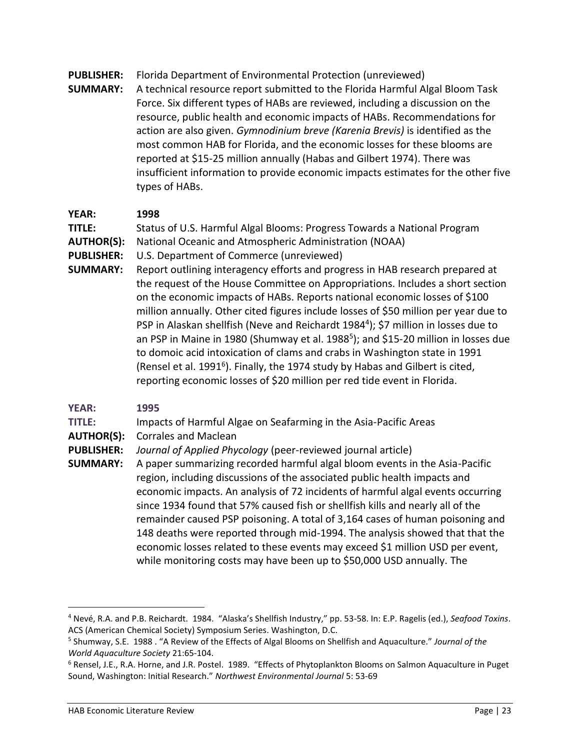**PUBLISHER:** Florida Department of Environmental Protection (unreviewed)

**SUMMARY:** A technical resource report submitted to the Florida Harmful Algal Bloom Task Force. Six different types of HABs are reviewed, including a discussion on the resource, public health and economic impacts of HABs. Recommendations for action are also given. *Gymnodinium breve (Karenia Brevis)* is identified as the most common HAB for Florida, and the economic losses for these blooms are reported at $15-25 million annually (Habas and Gilbert 1974). There was insufficient information to provide economic impacts estimates for the other five types of HABs.

**YEAR:** **1998**

**TITLE:** Status of U.S. Harmful Algal Blooms: Progress Towards a National Program

**AUTHOR(S):** National Oceanic and Atmospheric Administration (NOAA)

**PUBLISHER:** U.S. Department of Commerce (unreviewed)

**SUMMARY:** Report outlining interagency efforts and progress in HAB research prepared at the request of the House Committee on Appropriations. Includes a short section on the economic impacts of HABs. Reports national economic losses of $100 million annually. Other cited figures include losses of $50 million per year due to PSP in Alaskan shellfish (Neve and Reichardt 1984[4]); $7 million in losses due to an PSP in Maine in 1980 (Shumway et al. 1988[5]); and $15-20 million in losses due to domoic acid intoxication of clams and crabs in Washington state in 1991 (Rensel et al. 1991[6]). Finally, the 1974 study by Habas and Gilbert is cited, reporting economic losses of $20 million per red tide event in Florida.

**YEAR:** **1995**

**TITLE:** Impacts of Harmful Algae on Seafarming in the Asia-Pacific Areas

**AUTHOR(S):** Corrales and Maclean

**PUBLISHER:** *Journal of Applied Phycology* (peer-reviewed journal article)

**SUMMARY:** A paper summarizing recorded harmful algal bloom events in the Asia-Pacific region, including discussions of the associated public health impacts and economic impacts. An analysis of 72 incidents of harmful algal events occurring since 1934 found that 57% caused fish or shellfish kills and nearly all of the remainder caused PSP poisoning. A total of 3,164 cases of human poisoning and 148 deaths were reported through mid-1994. The analysis showed that that the economic losses related to these events may exceed $1 million USD per event, while monitoring costs may have been up to $50,000 USD annually. The

---

[4] Nevé, R.A. and P.B. Reichardt. 1984. "Alaska's Shellfish Industry," pp. 53-58. In: E.P. Ragelis (ed.), *Seafood Toxins*. ACS (American Chemical Society) Symposium Series. Washington, D.C.

[5] Shumway, S.E. 1988 . "A Review of the Effects of Algal Blooms on Shellfish and Aquaculture." *Journal of the World Aquaculture Society* 21:65-104.

[6] Rensel, J.E., R.A. Horne, and J.R. Postel. 1989. "Effects of Phytoplankton Blooms on Salmon Aquaculture in Puget Sound, Washington: Initial Research." *Northwest Environmental Journal* 5: 53-69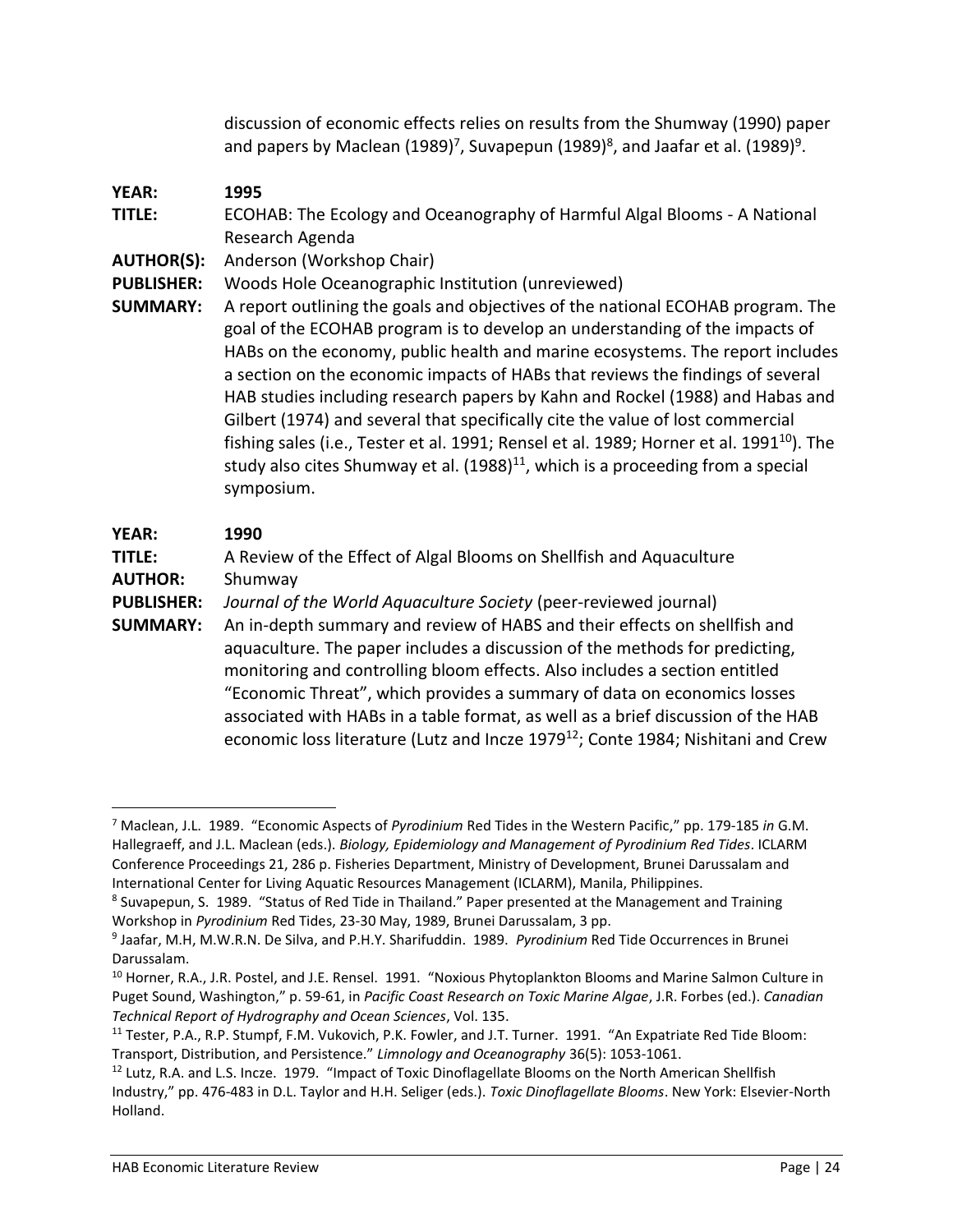discussion of economic effects relies on results from the Shumway (1990) paper and papers by Maclean (1989)[7], Suvapepun (1989)[8], and Jaafar et al. (1989)[9].

**YEAR:** **1995**

**TITLE:** ECOHAB: The Ecology and Oceanography of Harmful Algal Blooms - A National Research Agenda

**AUTHOR(S):** Anderson (Workshop Chair)

**PUBLISHER:** Woods Hole Oceanographic Institution (unreviewed)

**SUMMARY:** A report outlining the goals and objectives of the national ECOHAB program. The goal of the ECOHAB program is to develop an understanding of the impacts of HABs on the economy, public health and marine ecosystems. The report includes a section on the economic impacts of HABs that reviews the findings of several HAB studies including research papers by Kahn and Rockel (1988) and Habas and Gilbert (1974) and several that specifically cite the value of lost commercial fishing sales (i.e., Tester et al. 1991; Rensel et al. 1989; Horner et al. 1991[10]). The study also cites Shumway et al. (1988)[11], which is a proceeding from a special symposium.

**YEAR:** **1990**

**TITLE:** A Review of the Effect of Algal Blooms on Shellfish and Aquaculture

**AUTHOR:** Shumway

**PUBLISHER:** *Journal of the World Aquaculture Society* (peer-reviewed journal)

**SUMMARY:** An in-depth summary and review of HABS and their effects on shellfish and aquaculture. The paper includes a discussion of the methods for predicting, monitoring and controlling bloom effects. Also includes a section entitled "Economic Threat", which provides a summary of data on economics losses associated with HABs in a table format, as well as a brief discussion of the HAB economic loss literature (Lutz and Incze 1979[12]; Conte 1984; Nishitani and Crew

---

[7] Maclean, J.L. 1989. "Economic Aspects of *Pyrodinium* Red Tides in the Western Pacific," pp. 179-185 *in* G.M. Hallegraeff, and J.L. Maclean (eds.). *Biology, Epidemiology and Management of Pyrodinium Red Tides*. ICLARM Conference Proceedings 21, 286 p. Fisheries Department, Ministry of Development, Brunei Darussalam and International Center for Living Aquatic Resources Management (ICLARM), Manila, Philippines.

[8] Suvapepun, S. 1989. "Status of Red Tide in Thailand." Paper presented at the Management and Training Workshop in *Pyrodinium* Red Tides, 23-30 May, 1989, Brunei Darussalam, 3 pp.

[9] Jaafar, M.H, M.W.R.N. De Silva, and P.H.Y. Sharifuddin. 1989. *Pyrodinium* Red Tide Occurrences in Brunei Darussalam.

[10] Horner, R.A., J.R. Postel, and J.E. Rensel. 1991. "Noxious Phytoplankton Blooms and Marine Salmon Culture in Puget Sound, Washington," p. 59-61, in *Pacific Coast Research on Toxic Marine Algae*, J.R. Forbes (ed.). *Canadian Technical Report of Hydrography and Ocean Sciences*, Vol. 135.

[11] Tester, P.A., R.P. Stumpf, F.M. Vukovich, P.K. Fowler, and J.T. Turner. 1991. "An Expatriate Red Tide Bloom: Transport, Distribution, and Persistence." *Limnology and Oceanography* 36(5): 1053-1061.

[12] Lutz, R.A. and L.S. Incze. 1979. "Impact of Toxic Dinoflagellate Blooms on the North American Shellfish Industry," pp. 476-483 in D.L. Taylor and H.H. Seliger (eds.). *Toxic Dinoflagellate Blooms*. New York: Elsevier-North Holland.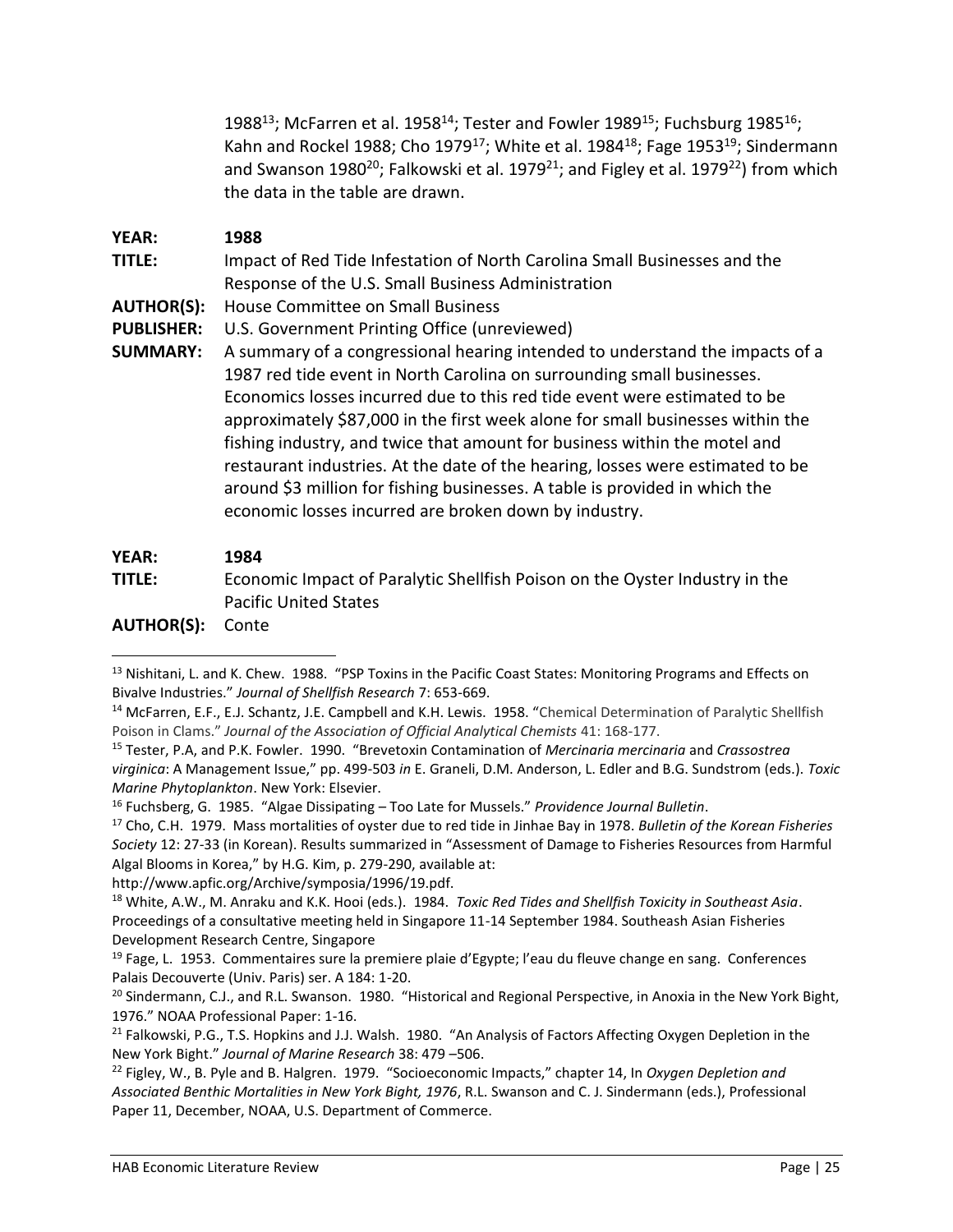1988[13]; McFarren et al. 1958[14]; Tester and Fowler 1989[15]; Fuchsburg 1985[16]; Kahn and Rockel 1988; Cho 1979[17]; White et al. 1984[18]; Fage 1953[19]; Sindermann and Swanson 1980[20]; Falkowski et al. 1979[21]; and Figley et al. 1979[22]) from which the data in the table are drawn.

**YEAR:** **1988**

**TITLE:** Impact of Red Tide Infestation of North Carolina Small Businesses and the Response of the U.S. Small Business Administration

**AUTHOR(S):** House Committee on Small Business

**PUBLISHER:** U.S. Government Printing Office (unreviewed)

**SUMMARY:** A summary of a congressional hearing intended to understand the impacts of a 1987 red tide event in North Carolina on surrounding small businesses. Economics losses incurred due to this red tide event were estimated to be approximately $87,000 in the first week alone for small businesses within the fishing industry, and twice that amount for business within the motel and restaurant industries. At the date of the hearing, losses were estimated to be around $3 million for fishing businesses. A table is provided in which the economic losses incurred are broken down by industry.

**YEAR:** **1984**

**TITLE:** Economic Impact of Paralytic Shellfish Poison on the Oyster Industry in the Pacific United States

**AUTHOR(S):** Conte

---

[13] Nishitani, L. and K. Chew. 1988. "PSP Toxins in the Pacific Coast States: Monitoring Programs and Effects on Bivalve Industries." *Journal of Shellfish Research* 7: 653-669.

[14] McFarren, E.F., E.J. Schantz, J.E. Campbell and K.H. Lewis. 1958. "Chemical Determination of Paralytic Shellfish Poison in Clams." *Journal of the Association of Official Analytical Chemists* 41: 168-177.

[15] Tester, P.A, and P.K. Fowler. 1990. "Brevetoxin Contamination of *Mercinaria mercinaria* and *Crassostrea virginica*: A Management Issue," pp. 499-503 *in* E. Graneli, D.M. Anderson, L. Edler and B.G. Sundstrom (eds.). *Toxic Marine Phytoplankton*. New York: Elsevier.

[16] Fuchsberg, G. 1985. "Algae Dissipating – Too Late for Mussels." *Providence Journal Bulletin*.

[17] Cho, C.H. 1979. Mass mortalities of oyster due to red tide in Jinhae Bay in 1978. *Bulletin of the Korean Fisheries Society* 12: 27-33 (in Korean). Results summarized in "Assessment of Damage to Fisheries Resources from Harmful Algal Blooms in Korea," by H.G. Kim, p. 279-290, available at: http://www.apfic.org/Archive/symposia/1996/19.pdf.

[18] White, A.W., M. Anraku and K.K. Hooi (eds.). 1984. *Toxic Red Tides and Shellfish Toxicity in Southeast Asia*. Proceedings of a consultative meeting held in Singapore 11-14 September 1984. Southeash Asian Fisheries Development Research Centre, Singapore

[19] Fage, L. 1953. Commentaires sure la premiere plaie d'Egypte; l'eau du fleuve change en sang. Conferences Palais Decouverte (Univ. Paris) ser. A 184: 1-20.

[20] Sindermann, C.J., and R.L. Swanson. 1980. "Historical and Regional Perspective, in Anoxia in the New York Bight, 1976." NOAA Professional Paper: 1-16.

[21] Falkowski, P.G., T.S. Hopkins and J.J. Walsh. 1980. "An Analysis of Factors Affecting Oxygen Depletion in the New York Bight." *Journal of Marine Research* 38: 479 –506.

[22] Figley, W., B. Pyle and B. Halgren. 1979. "Socioeconomic Impacts," chapter 14, In *Oxygen Depletion and Associated Benthic Mortalities in New York Bight, 1976*, R.L. Swanson and C. J. Sindermann (eds.), Professional Paper 11, December, NOAA, U.S. Department of Commerce.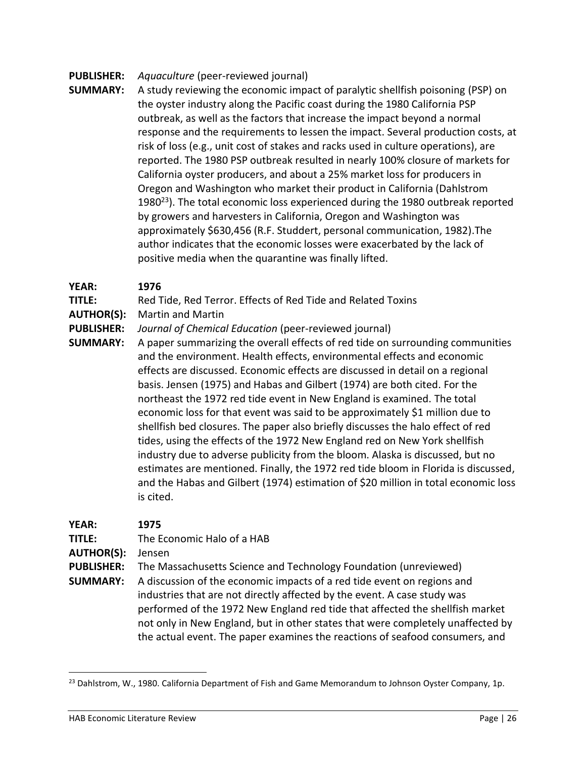**PUBLISHER:** *Aquaculture* (peer-reviewed journal)

**SUMMARY:** A study reviewing the economic impact of paralytic shellfish poisoning (PSP) on the oyster industry along the Pacific coast during the 1980 California PSP outbreak, as well as the factors that increase the impact beyond a normal response and the requirements to lessen the impact. Several production costs, at risk of loss (e.g., unit cost of stakes and racks used in culture operations), are reported. The 1980 PSP outbreak resulted in nearly 100% closure of markets for California oyster producers, and about a 25% market loss for producers in Oregon and Washington who market their product in California (Dahlstrom 1980[23]). The total economic loss experienced during the 1980 outbreak reported by growers and harvesters in California, Oregon and Washington was approximately $630,456 (R.F. Studdert, personal communication, 1982).The author indicates that the economic losses were exacerbated by the lack of positive media when the quarantine was finally lifted.

**YEAR:** **1976**

**TITLE:** Red Tide, Red Terror. Effects of Red Tide and Related Toxins

**AUTHOR(S):** Martin and Martin

**PUBLISHER:** *Journal of Chemical Education* (peer-reviewed journal)

**SUMMARY:** A paper summarizing the overall effects of red tide on surrounding communities and the environment. Health effects, environmental effects and economic effects are discussed. Economic effects are discussed in detail on a regional basis. Jensen (1975) and Habas and Gilbert (1974) are both cited. For the northeast the 1972 red tide event in New England is examined. The total economic loss for that event was said to be approximately $1 million due to shellfish bed closures. The paper also briefly discusses the halo effect of red tides, using the effects of the 1972 New England red on New York shellfish industry due to adverse publicity from the bloom. Alaska is discussed, but no estimates are mentioned. Finally, the 1972 red tide bloom in Florida is discussed, and the Habas and Gilbert (1974) estimation of $20 million in total economic loss is cited.

**YEAR:** **1975**

**TITLE:** The Economic Halo of a HAB

**AUTHOR(S):** Jensen

**PUBLISHER:** The Massachusetts Science and Technology Foundation (unreviewed)

**SUMMARY:** A discussion of the economic impacts of a red tide event on regions and industries that are not directly affected by the event. A case study was performed of the 1972 New England red tide that affected the shellfish market not only in New England, but in other states that were completely unaffected by the actual event. The paper examines the reactions of seafood consumers, and

---

[23] Dahlstrom, W., 1980. California Department of Fish and Game Memorandum to Johnson Oyster Company, 1p.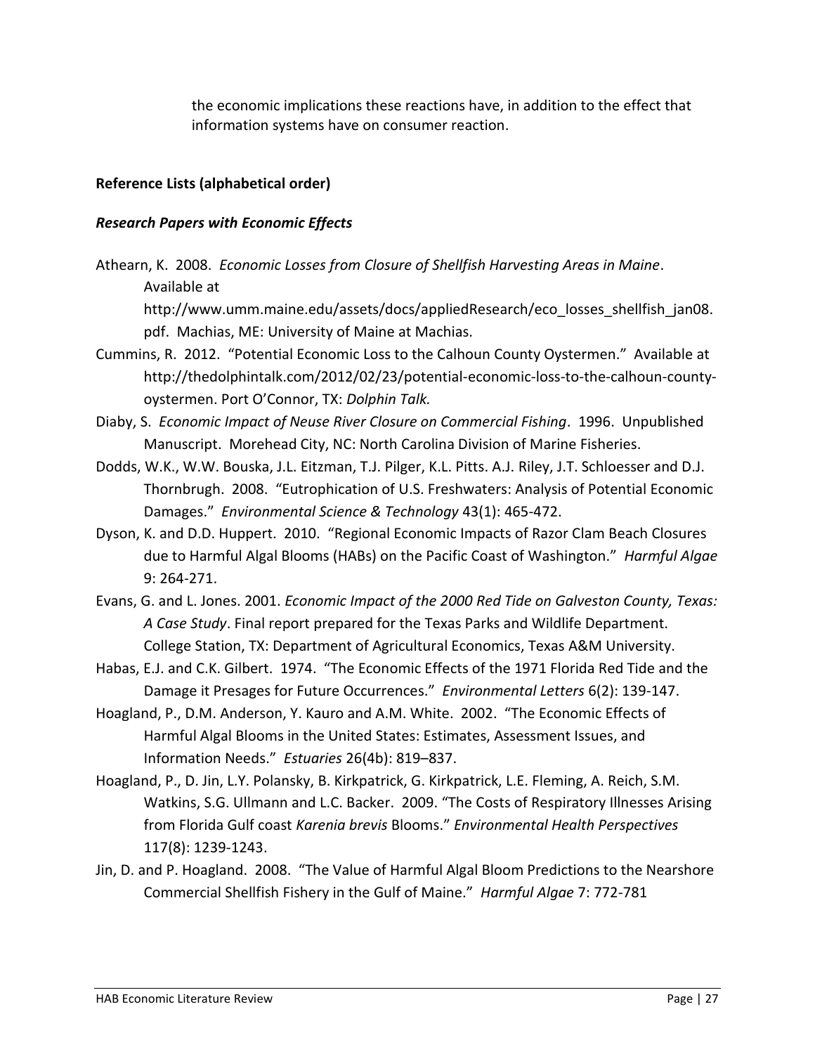the economic implications these reactions have, in addition to the effect that information systems have on consumer reaction.

**Reference Lists (alphabetical order)**

***Research Papers with Economic Effects***

Athearn, K. 2008. *Economic Losses from Closure of Shellfish Harvesting Areas in Maine*. Available at http://www.umm.maine.edu/assets/docs/appliedResearch/eco_losses_shellfish_jan08.pdf. Machias, ME: University of Maine at Machias.

Cummins, R. 2012. "Potential Economic Loss to the Calhoun County Oystermen." Available at http://thedolphintalk.com/2012/02/23/potential-economic-loss-to-the-calhoun-county-oystermen. Port O'Connor, TX: *Dolphin Talk.*

Diaby, S. *Economic Impact of Neuse River Closure on Commercial Fishing*. 1996. Unpublished Manuscript. Morehead City, NC: North Carolina Division of Marine Fisheries.

Dodds, W.K., W.W. Bouska, J.L. Eitzman, T.J. Pilger, K.L. Pitts. A.J. Riley, J.T. Schloesser and D.J. Thornbrugh. 2008. "Eutrophication of U.S. Freshwaters: Analysis of Potential Economic Damages." *Environmental Science & Technology* 43(1): 465-472.

Dyson, K. and D.D. Huppert. 2010. "Regional Economic Impacts of Razor Clam Beach Closures due to Harmful Algal Blooms (HABs) on the Pacific Coast of Washington." *Harmful Algae* 9: 264-271.

Evans, G. and L. Jones. 2001. *Economic Impact of the 2000 Red Tide on Galveston County, Texas: A Case Study*. Final report prepared for the Texas Parks and Wildlife Department. College Station, TX: Department of Agricultural Economics, Texas A&M University.

Habas, E.J. and C.K. Gilbert. 1974. "The Economic Effects of the 1971 Florida Red Tide and the Damage it Presages for Future Occurrences." *Environmental Letters* 6(2): 139-147.

Hoagland, P., D.M. Anderson, Y. Kauro and A.M. White. 2002. "The Economic Effects of Harmful Algal Blooms in the United States: Estimates, Assessment Issues, and Information Needs." *Estuaries* 26(4b): 819–837.

Hoagland, P., D. Jin, L.Y. Polansky, B. Kirkpatrick, G. Kirkpatrick, L.E. Fleming, A. Reich, S.M. Watkins, S.G. Ullmann and L.C. Backer. 2009. "The Costs of Respiratory Illnesses Arising from Florida Gulf coast *Karenia brevis* Blooms." *Environmental Health Perspectives* 117(8): 1239-1243.

Jin, D. and P. Hoagland. 2008. "The Value of Harmful Algal Bloom Predictions to the Nearshore Commercial Shellfish Fishery in the Gulf of Maine." *Harmful Algae* 7: 772-781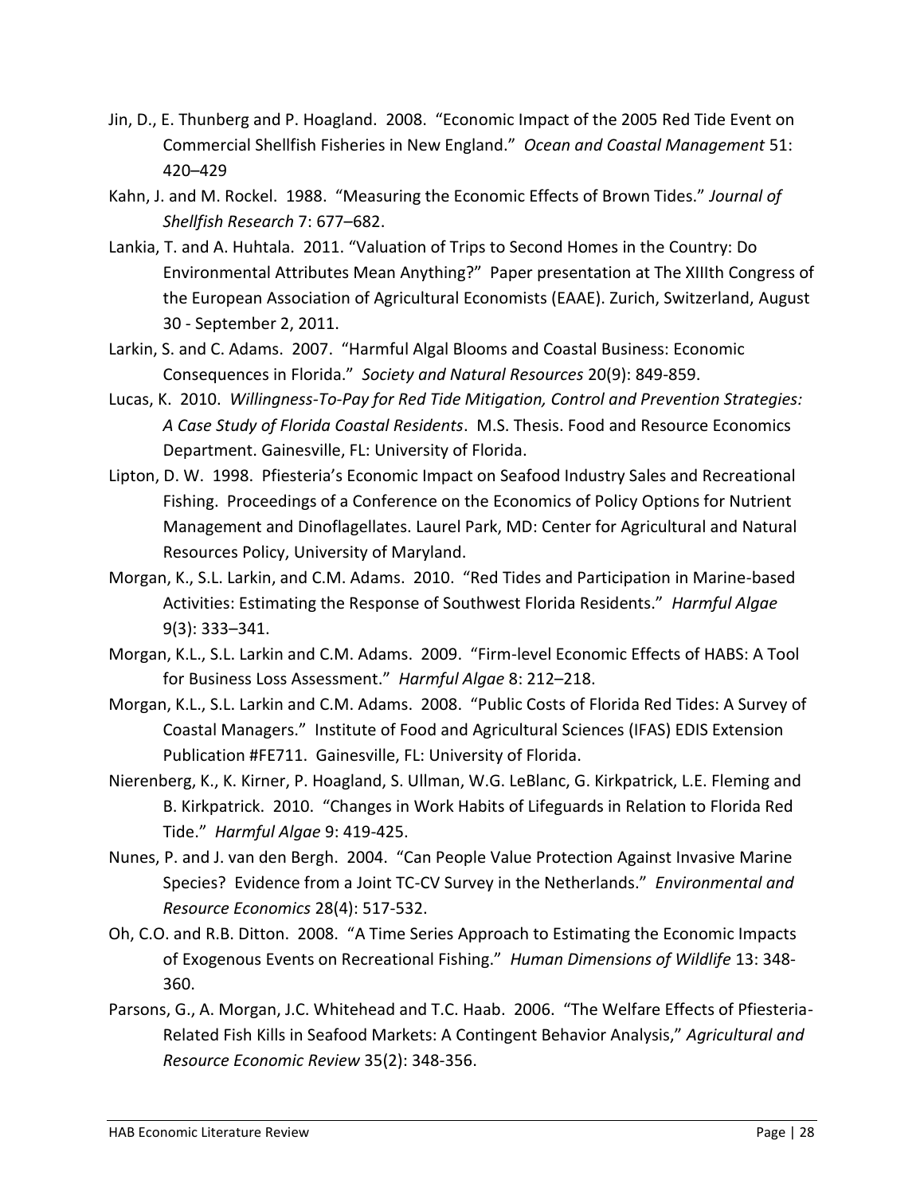Jin, D., E. Thunberg and P. Hoagland. 2008. "Economic Impact of the 2005 Red Tide Event on Commercial Shellfish Fisheries in New England." *Ocean and Coastal Management* 51: 420–429

Kahn, J. and M. Rockel. 1988. "Measuring the Economic Effects of Brown Tides." *Journal of Shellfish Research* 7: 677–682.

Lankia, T. and A. Huhtala. 2011. "Valuation of Trips to Second Homes in the Country: Do Environmental Attributes Mean Anything?" Paper presentation at The XIIIth Congress of the European Association of Agricultural Economists (EAAE). Zurich, Switzerland, August 30 - September 2, 2011.

Larkin, S. and C. Adams. 2007. "Harmful Algal Blooms and Coastal Business: Economic Consequences in Florida." *Society and Natural Resources* 20(9): 849-859.

Lucas, K. 2010. *Willingness-To-Pay for Red Tide Mitigation, Control and Prevention Strategies: A Case Study of Florida Coastal Residents*. M.S. Thesis. Food and Resource Economics Department. Gainesville, FL: University of Florida.

Lipton, D. W. 1998. Pfiesteria's Economic Impact on Seafood Industry Sales and Recreational Fishing. Proceedings of a Conference on the Economics of Policy Options for Nutrient Management and Dinoflagellates. Laurel Park, MD: Center for Agricultural and Natural Resources Policy, University of Maryland.

Morgan, K., S.L. Larkin, and C.M. Adams. 2010. "Red Tides and Participation in Marine-based Activities: Estimating the Response of Southwest Florida Residents." *Harmful Algae* 9(3): 333–341.

Morgan, K.L., S.L. Larkin and C.M. Adams. 2009. "Firm-level Economic Effects of HABS: A Tool for Business Loss Assessment." *Harmful Algae* 8: 212–218.

Morgan, K.L., S.L. Larkin and C.M. Adams. 2008. "Public Costs of Florida Red Tides: A Survey of Coastal Managers." Institute of Food and Agricultural Sciences (IFAS) EDIS Extension Publication #FE711. Gainesville, FL: University of Florida.

Nierenberg, K., K. Kirner, P. Hoagland, S. Ullman, W.G. LeBlanc, G. Kirkpatrick, L.E. Fleming and B. Kirkpatrick. 2010. "Changes in Work Habits of Lifeguards in Relation to Florida Red Tide." *Harmful Algae* 9: 419-425.

Nunes, P. and J. van den Bergh. 2004. "Can People Value Protection Against Invasive Marine Species? Evidence from a Joint TC-CV Survey in the Netherlands." *Environmental and Resource Economics* 28(4): 517-532.

Oh, C.O. and R.B. Ditton. 2008. "A Time Series Approach to Estimating the Economic Impacts of Exogenous Events on Recreational Fishing." *Human Dimensions of Wildlife* 13: 348-360.

Parsons, G., A. Morgan, J.C. Whitehead and T.C. Haab. 2006. "The Welfare Effects of Pfiesteria-Related Fish Kills in Seafood Markets: A Contingent Behavior Analysis," *Agricultural and Resource Economic Review* 35(2): 348-356.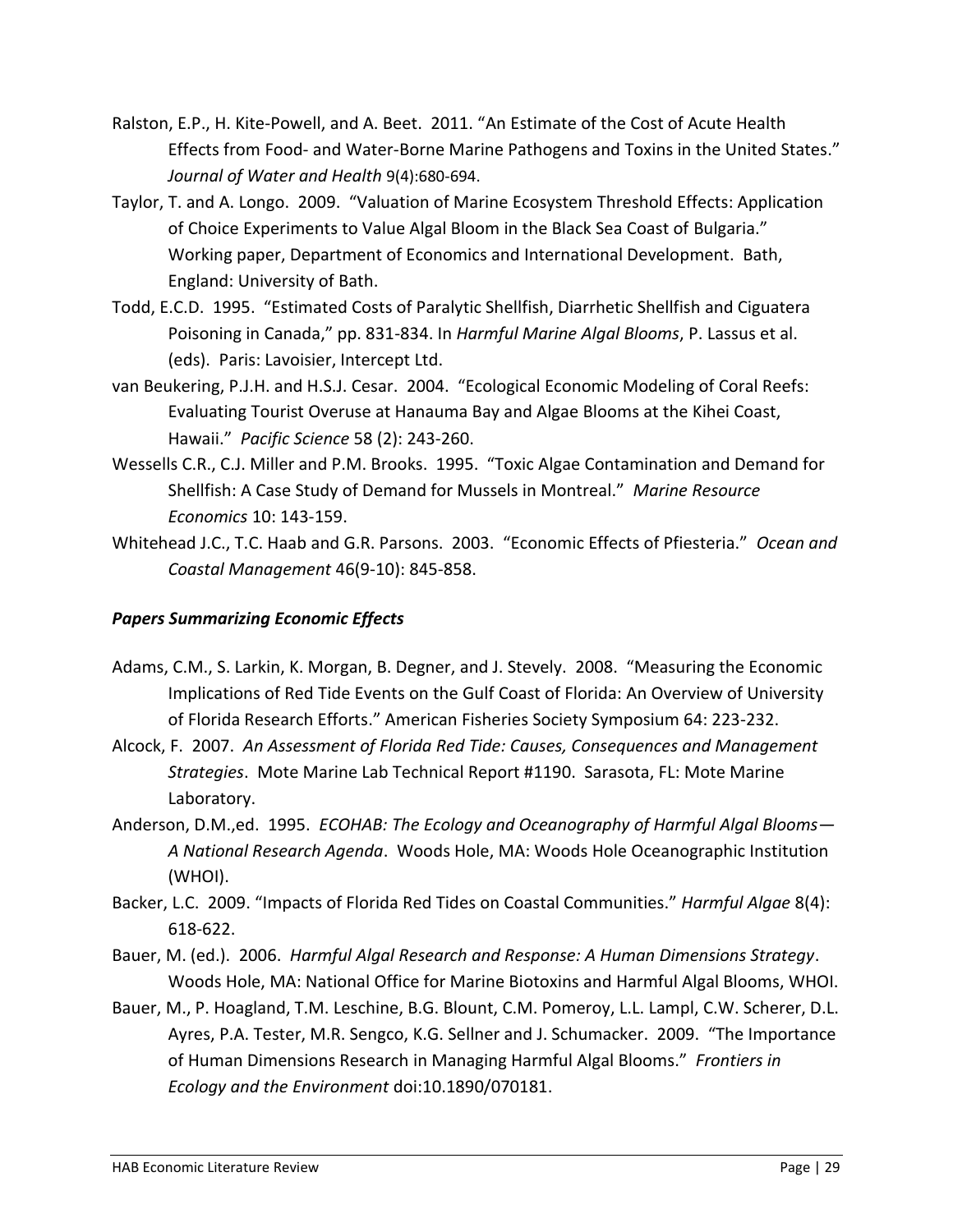Ralston, E.P., H. Kite-Powell, and A. Beet. 2011. "An Estimate of the Cost of Acute Health Effects from Food- and Water-Borne Marine Pathogens and Toxins in the United States." *Journal of Water and Health* 9(4):680-694.

Taylor, T. and A. Longo. 2009. "Valuation of Marine Ecosystem Threshold Effects: Application of Choice Experiments to Value Algal Bloom in the Black Sea Coast of Bulgaria." Working paper, Department of Economics and International Development. Bath, England: University of Bath.

Todd, E.C.D. 1995. "Estimated Costs of Paralytic Shellfish, Diarrhetic Shellfish and Ciguatera Poisoning in Canada," pp. 831-834. In *Harmful Marine Algal Blooms*, P. Lassus et al. (eds). Paris: Lavoisier, Intercept Ltd.

van Beukering, P.J.H. and H.S.J. Cesar. 2004. "Ecological Economic Modeling of Coral Reefs: Evaluating Tourist Overuse at Hanauma Bay and Algae Blooms at the Kihei Coast, Hawaii." *Pacific Science* 58 (2): 243-260.

Wessells C.R., C.J. Miller and P.M. Brooks. 1995. "Toxic Algae Contamination and Demand for Shellfish: A Case Study of Demand for Mussels in Montreal." *Marine Resource Economics* 10: 143-159.

Whitehead J.C., T.C. Haab and G.R. Parsons. 2003. "Economic Effects of Pfiesteria." *Ocean and Coastal Management* 46(9-10): 845-858.

### *Papers Summarizing Economic Effects*

Adams, C.M., S. Larkin, K. Morgan, B. Degner, and J. Stevely. 2008. "Measuring the Economic Implications of Red Tide Events on the Gulf Coast of Florida: An Overview of University of Florida Research Efforts." American Fisheries Society Symposium 64: 223-232.

Alcock, F. 2007. *An Assessment of Florida Red Tide: Causes, Consequences and Management Strategies*. Mote Marine Lab Technical Report #1190. Sarasota, FL: Mote Marine Laboratory.

Anderson, D.M.,ed. 1995. *ECOHAB: The Ecology and Oceanography of Harmful Algal Blooms—A National Research Agenda*. Woods Hole, MA: Woods Hole Oceanographic Institution (WHOI).

Backer, L.C. 2009. "Impacts of Florida Red Tides on Coastal Communities." *Harmful Algae* 8(4): 618-622.

Bauer, M. (ed.). 2006. *Harmful Algal Research and Response: A Human Dimensions Strategy*. Woods Hole, MA: National Office for Marine Biotoxins and Harmful Algal Blooms, WHOI.

Bauer, M., P. Hoagland, T.M. Leschine, B.G. Blount, C.M. Pomeroy, L.L. Lampl, C.W. Scherer, D.L. Ayres, P.A. Tester, M.R. Sengco, K.G. Sellner and J. Schumacker. 2009. "The Importance of Human Dimensions Research in Managing Harmful Algal Blooms." *Frontiers in Ecology and the Environment* doi:10.1890/070181.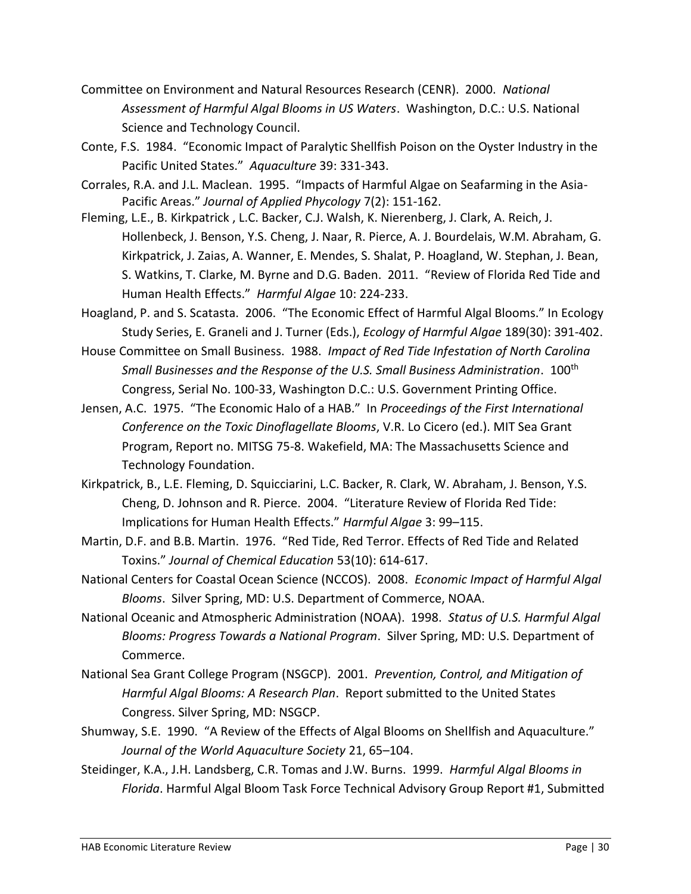Committee on Environment and Natural Resources Research (CENR). 2000. *National Assessment of Harmful Algal Blooms in US Waters*. Washington, D.C.: U.S. National Science and Technology Council.

Conte, F.S. 1984. "Economic Impact of Paralytic Shellfish Poison on the Oyster Industry in the Pacific United States." *Aquaculture* 39: 331-343.

Corrales, R.A. and J.L. Maclean. 1995. "Impacts of Harmful Algae on Seafarming in the Asia-Pacific Areas." *Journal of Applied Phycology* 7(2): 151-162.

Fleming, L.E., B. Kirkpatrick , L.C. Backer, C.J. Walsh, K. Nierenberg, J. Clark, A. Reich, J. Hollenbeck, J. Benson, Y.S. Cheng, J. Naar, R. Pierce, A. J. Bourdelais, W.M. Abraham, G. Kirkpatrick, J. Zaias, A. Wanner, E. Mendes, S. Shalat, P. Hoagland, W. Stephan, J. Bean, S. Watkins, T. Clarke, M. Byrne and D.G. Baden. 2011. "Review of Florida Red Tide and Human Health Effects." *Harmful Algae* 10: 224-233.

Hoagland, P. and S. Scatasta. 2006. "The Economic Effect of Harmful Algal Blooms." In Ecology Study Series, E. Graneli and J. Turner (Eds.), *Ecology of Harmful Algae* 189(30): 391-402.

House Committee on Small Business. 1988. *Impact of Red Tide Infestation of North Carolina Small Businesses and the Response of the U.S. Small Business Administration*. 100th Congress, Serial No. 100-33, Washington D.C.: U.S. Government Printing Office.

Jensen, A.C. 1975. "The Economic Halo of a HAB." In *Proceedings of the First International Conference on the Toxic Dinoflagellate Blooms*, V.R. Lo Cicero (ed.). MIT Sea Grant Program, Report no. MITSG 75-8. Wakefield, MA: The Massachusetts Science and Technology Foundation.

Kirkpatrick, B., L.E. Fleming, D. Squicciarini, L.C. Backer, R. Clark, W. Abraham, J. Benson, Y.S. Cheng, D. Johnson and R. Pierce. 2004. "Literature Review of Florida Red Tide: Implications for Human Health Effects." *Harmful Algae* 3: 99–115.

Martin, D.F. and B.B. Martin. 1976. "Red Tide, Red Terror. Effects of Red Tide and Related Toxins." *Journal of Chemical Education* 53(10): 614-617.

National Centers for Coastal Ocean Science (NCCOS). 2008. *Economic Impact of Harmful Algal Blooms*. Silver Spring, MD: U.S. Department of Commerce, NOAA.

National Oceanic and Atmospheric Administration (NOAA). 1998. *Status of U.S. Harmful Algal Blooms: Progress Towards a National Program*. Silver Spring, MD: U.S. Department of Commerce.

National Sea Grant College Program (NSGCP). 2001. *Prevention, Control, and Mitigation of Harmful Algal Blooms: A Research Plan*. Report submitted to the United States Congress. Silver Spring, MD: NSGCP.

Shumway, S.E. 1990. "A Review of the Effects of Algal Blooms on Shellfish and Aquaculture." *Journal of the World Aquaculture Society* 21, 65–104.

Steidinger, K.A., J.H. Landsberg, C.R. Tomas and J.W. Burns. 1999. *Harmful Algal Blooms in Florida*. Harmful Algal Bloom Task Force Technical Advisory Group Report #1, Submitted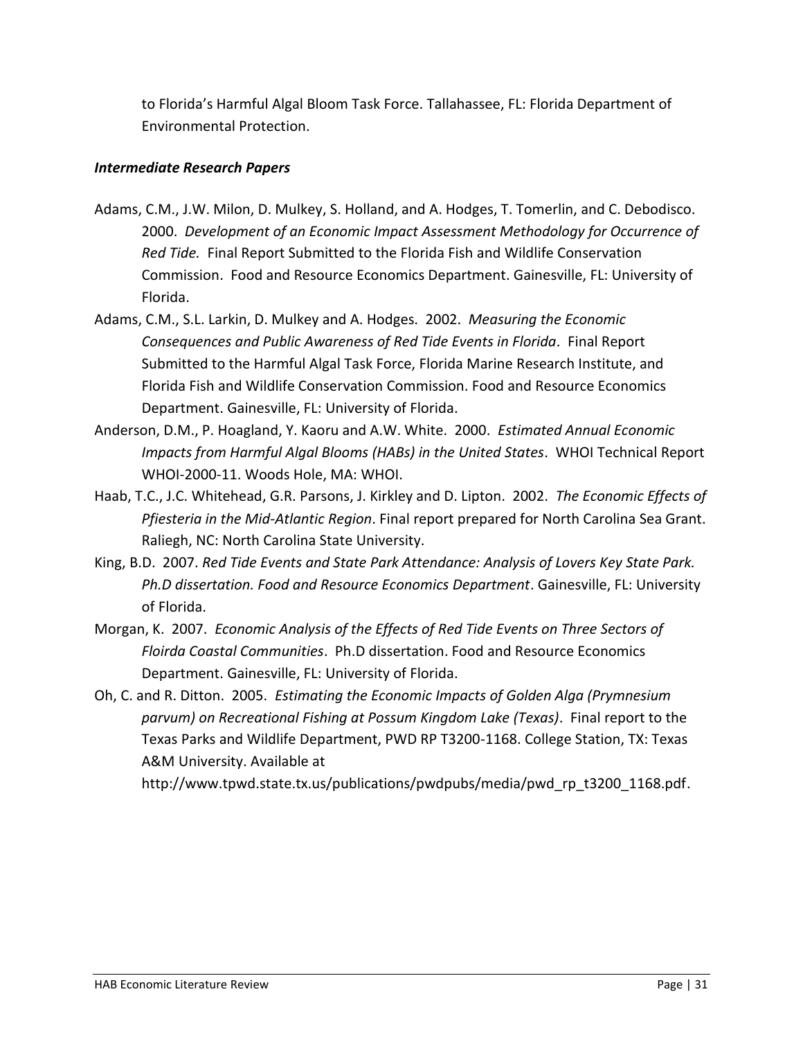to Florida's Harmful Algal Bloom Task Force. Tallahassee, FL: Florida Department of Environmental Protection.

***Intermediate Research Papers***

Adams, C.M., J.W. Milon, D. Mulkey, S. Holland, and A. Hodges, T. Tomerlin, and C. Debodisco. 2000. *Development of an Economic Impact Assessment Methodology for Occurrence of Red Tide.* Final Report Submitted to the Florida Fish and Wildlife Conservation Commission. Food and Resource Economics Department. Gainesville, FL: University of Florida.

Adams, C.M., S.L. Larkin, D. Mulkey and A. Hodges. 2002. *Measuring the Economic Consequences and Public Awareness of Red Tide Events in Florida*. Final Report Submitted to the Harmful Algal Task Force, Florida Marine Research Institute, and Florida Fish and Wildlife Conservation Commission. Food and Resource Economics Department. Gainesville, FL: University of Florida.

Anderson, D.M., P. Hoagland, Y. Kaoru and A.W. White. 2000. *Estimated Annual Economic Impacts from Harmful Algal Blooms (HABs) in the United States*. WHOI Technical Report WHOI-2000-11. Woods Hole, MA: WHOI.

Haab, T.C., J.C. Whitehead, G.R. Parsons, J. Kirkley and D. Lipton. 2002. *The Economic Effects of Pfiesteria in the Mid-Atlantic Region*. Final report prepared for North Carolina Sea Grant. Raliegh, NC: North Carolina State University.

King, B.D. 2007. *Red Tide Events and State Park Attendance: Analysis of Lovers Key State Park. Ph.D dissertation. Food and Resource Economics Department*. Gainesville, FL: University of Florida.

Morgan, K. 2007. *Economic Analysis of the Effects of Red Tide Events on Three Sectors of Floirda Coastal Communities*. Ph.D dissertation. Food and Resource Economics Department. Gainesville, FL: University of Florida.

Oh, C. and R. Ditton. 2005. *Estimating the Economic Impacts of Golden Alga (Prymnesium parvum) on Recreational Fishing at Possum Kingdom Lake (Texas)*. Final report to the Texas Parks and Wildlife Department, PWD RP T3200-1168. College Station, TX: Texas A&M University. Available at http://www.tpwd.state.tx.us/publications/pwdpubs/media/pwd_rp_t3200_1168.pdf.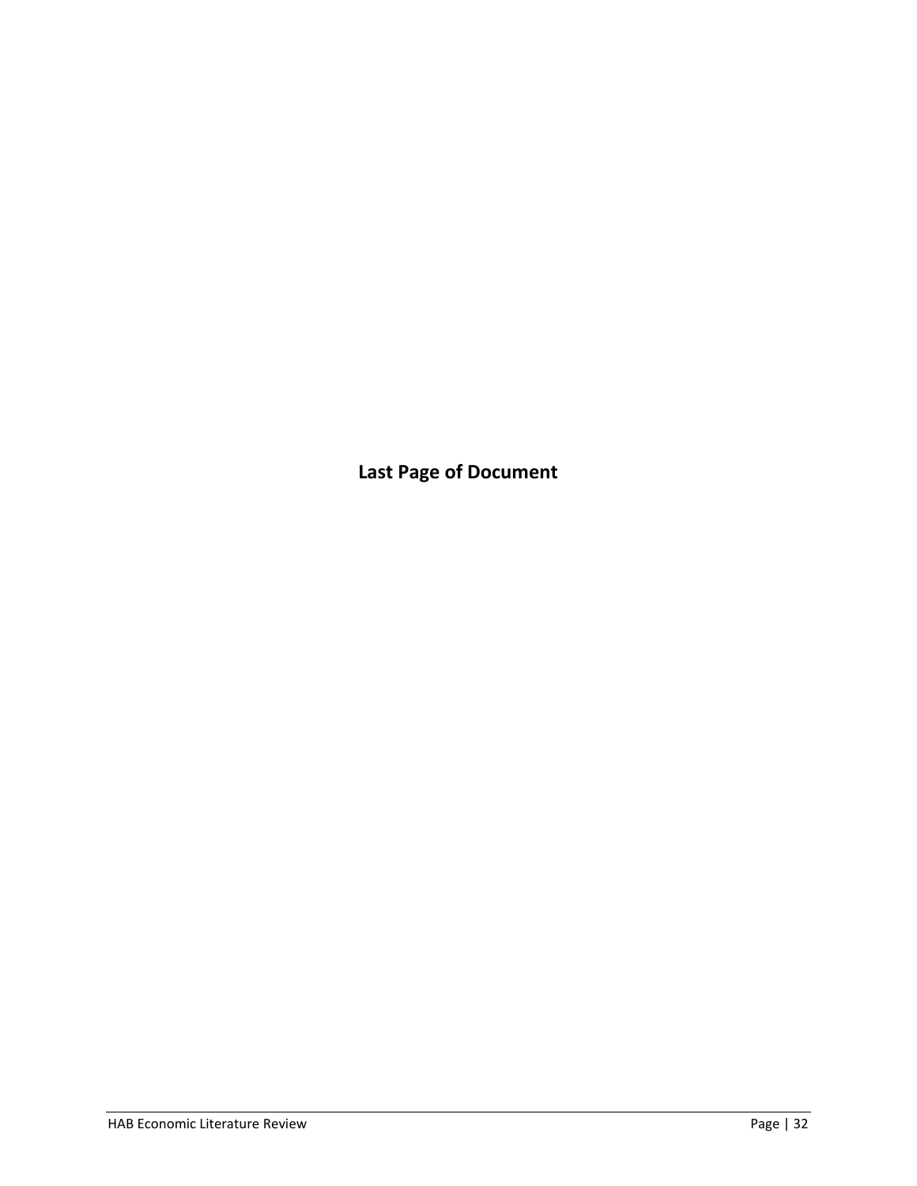**Last Page of Document**